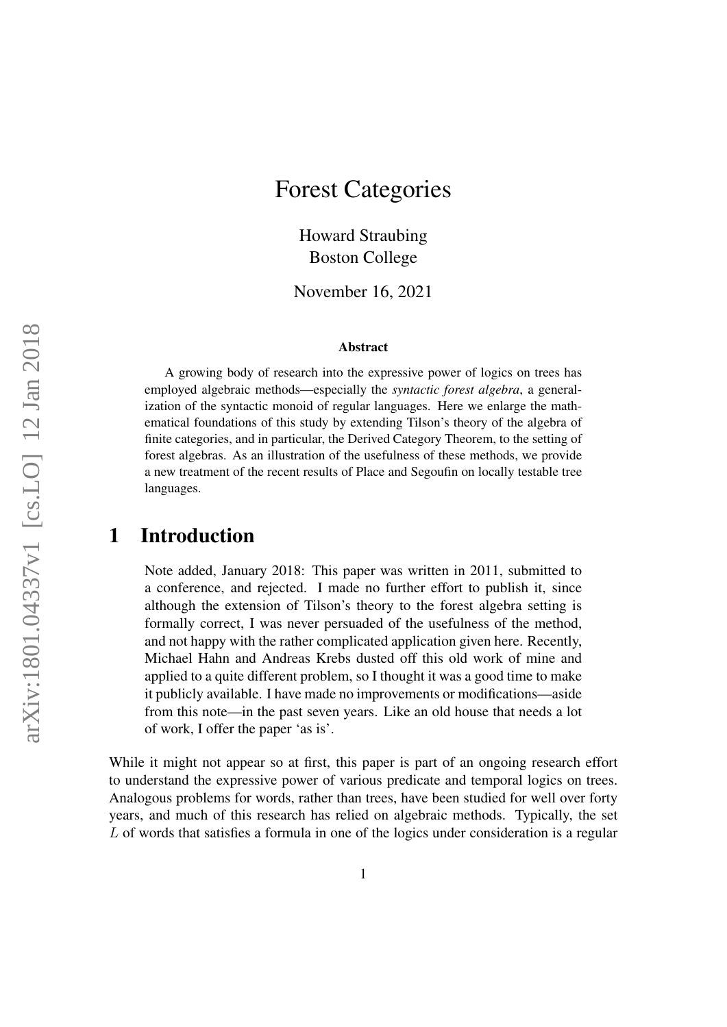# Forest Categories

Howard Straubing
Boston College

November 16, 2021

arXiv:1801.04337v1 [cs.LO] 12 Jan 2018

### Abstract

A growing body of research into the expressive power of logics on trees has employed algebraic methods—especially the *syntactic forest algebra*, a generalization of the syntactic monoid of regular languages. Here we enlarge the mathematical foundations of this study by extending Tilson's theory of the algebra of finite categories, and in particular, the Derived Category Theorem, to the setting of forest algebras. As an illustration of the usefulness of these methods, we provide a new treatment of the recent results of Place and Segoufin on locally testable tree languages.

## 1 Introduction

Note added, January 2018: This paper was written in 2011, submitted to a conference, and rejected. I made no further effort to publish it, since although the extension of Tilson's theory to the forest algebra setting is formally correct, I was never persuaded of the usefulness of the method, and not happy with the rather complicated application given here. Recently, Michael Hahn and Andreas Krebs dusted off this old work of mine and applied to a quite different problem, so I thought it was a good time to make it publicly available. I have made no improvements or modifications—aside from this note—in the past seven years. Like an old house that needs a lot of work, I offer the paper 'as is'.

While it might not appear so at first, this paper is part of an ongoing research effort to understand the expressive power of various predicate and temporal logics on trees. Analogous problems for words, rather than trees, have been studied for well over forty years, and much of this research has relied on algebraic methods. Typically, the set $L$ of words that satisfies a formula in one of the logics under consideration is a regular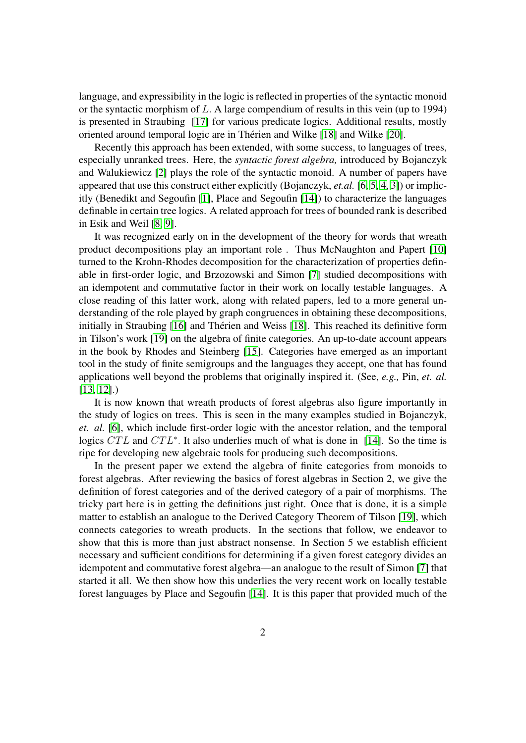language, and expressibility in the logic is reflected in properties of the syntactic monoid or the syntactic morphism of $L$. A large compendium of results in this vein (up to 1994) is presented in Straubing [17] for various predicate logics. Additional results, mostly oriented around temporal logic are in Thérien and Wilke [18] and Wilke [20].

Recently this approach has been extended, with some success, to languages of trees, especially unranked trees. Here, the *syntactic forest algebra,* introduced by Bojanczyk and Walukiewicz [2] plays the role of the syntactic monoid. A number of papers have appeared that use this construct either explicitly (Bojanczyk, *et.al.* [6, 5, 4, 3]) or implicitly (Benedikt and Segoufin [1], Place and Segoufin [14]) to characterize the languages definable in certain tree logics. A related approach for trees of bounded rank is described in Esik and Weil [8, 9].

It was recognized early on in the development of the theory for words that wreath product decompositions play an important role . Thus McNaughton and Papert [10] turned to the Krohn-Rhodes decomposition for the characterization of properties definable in first-order logic, and Brzozowski and Simon [7] studied decompositions with an idempotent and commutative factor in their work on locally testable languages. A close reading of this latter work, along with related papers, led to a more general understanding of the role played by graph congruences in obtaining these decompositions, initially in Straubing [16] and Thérien and Weiss [18]. This reached its definitive form in Tilson's work [19] on the algebra of finite categories. An up-to-date account appears in the book by Rhodes and Steinberg [15]. Categories have emerged as an important tool in the study of finite semigroups and the languages they accept, one that has found applications well beyond the problems that originally inspired it. (See, *e.g.,* Pin, *et. al.* [13, 12].)

It is now known that wreath products of forest algebras also figure importantly in the study of logics on trees. This is seen in the many examples studied in Bojanczyk, *et. al.* [6], which include first-order logic with the ancestor relation, and the temporal logics $CTL$ and $CTL^*$. It also underlies much of what is done in [14]. So the time is ripe for developing new algebraic tools for producing such decompositions.

In the present paper we extend the algebra of finite categories from monoids to forest algebras. After reviewing the basics of forest algebras in Section 2, we give the definition of forest categories and of the derived category of a pair of morphisms. The tricky part here is in getting the definitions just right. Once that is done, it is a simple matter to establish an analogue to the Derived Category Theorem of Tilson [19], which connects categories to wreath products. In the sections that follow, we endeavor to show that this is more than just abstract nonsense. In Section 5 we establish efficient necessary and sufficient conditions for determining if a given forest category divides an idempotent and commutative forest algebra—an analogue to the result of Simon [7] that started it all. We then show how this underlies the very recent work on locally testable forest languages by Place and Segoufin [14]. It is this paper that provided much of the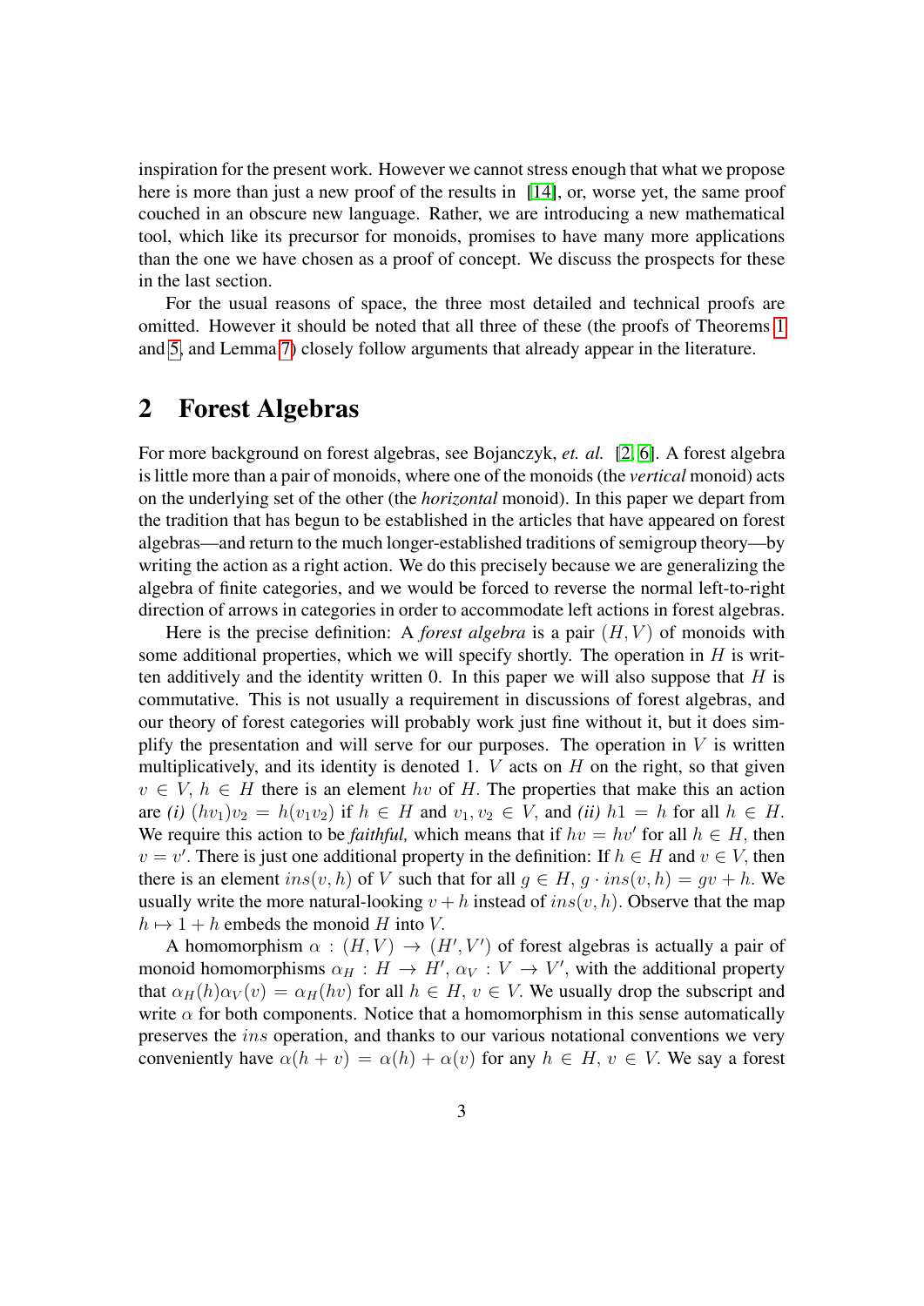inspiration for the present work. However we cannot stress enough that what we propose here is more than just a new proof of the results in [14], or, worse yet, the same proof couched in an obscure new language. Rather, we are introducing a new mathematical tool, which like its precursor for monoids, promises to have many more applications than the one we have chosen as a proof of concept. We discuss the prospects for these in the last section.

For the usual reasons of space, the three most detailed and technical proofs are omitted. However it should be noted that all three of these (the proofs of Theorems 1 and 5, and Lemma 7) closely follow arguments that already appear in the literature.

## 2 Forest Algebras

For more background on forest algebras, see Bojanczyk, *et. al.* [2, 6]. A forest algebra is little more than a pair of monoids, where one of the monoids (the *vertical* monoid) acts on the underlying set of the other (the *horizontal* monoid). In this paper we depart from the tradition that has begun to be established in the articles that have appeared on forest algebras—and return to the much longer-established traditions of semigroup theory—by writing the action as a right action. We do this precisely because we are generalizing the algebra of finite categories, and we would be forced to reverse the normal left-to-right direction of arrows in categories in order to accommodate left actions in forest algebras.

Here is the precise definition: A *forest algebra* is a pair $(H, V)$ of monoids with some additional properties, which we will specify shortly. The operation in $H$ is written additively and the identity written 0. In this paper we will also suppose that $H$ is commutative. This is not usually a requirement in discussions of forest algebras, and our theory of forest categories will probably work just fine without it, but it does simplify the presentation and will serve for our purposes. The operation in $V$ is written multiplicatively, and its identity is denoted 1. $V$ acts on $H$ on the right, so that given $v \in V$, $h \in H$ there is an element $hv$ of $H$. The properties that make this an action are *(i)* $(hv_1)v_2 = h(v_1v_2)$ if $h \in H$ and $v_1, v_2 \in V$, and *(ii)* $h1 = h$ for all $h \in H$. We require this action to be *faithful,* which means that if $hv = hv'$ for all $h \in H$, then $v = v'$. There is just one additional property in the definition: If $h \in H$ and $v \in V$, then there is an element $ins(v, h)$ of $V$ such that for all $g \in H$, $g \cdot ins(v, h) = gv + h$. We usually write the more natural-looking $v + h$ instead of $ins(v, h)$. Observe that the map $h \mapsto 1 + h$ embeds the monoid $H$ into $V$.

A homomorphism $\alpha : (H, V) \to (H', V')$ of forest algebras is actually a pair of monoid homomorphisms $\alpha_H : H \to H'$, $\alpha_V : V \to V'$, with the additional property that $\alpha_H(h)\alpha_V(v) = \alpha_H(hv)$ for all $h \in H$, $v \in V$. We usually drop the subscript and write $\alpha$ for both components. Notice that a homomorphism in this sense automatically preserves the $ins$ operation, and thanks to our various notational conventions we very conveniently have $\alpha(h + v) = \alpha(h) + \alpha(v)$ for any $h \in H$, $v \in V$. We say a forest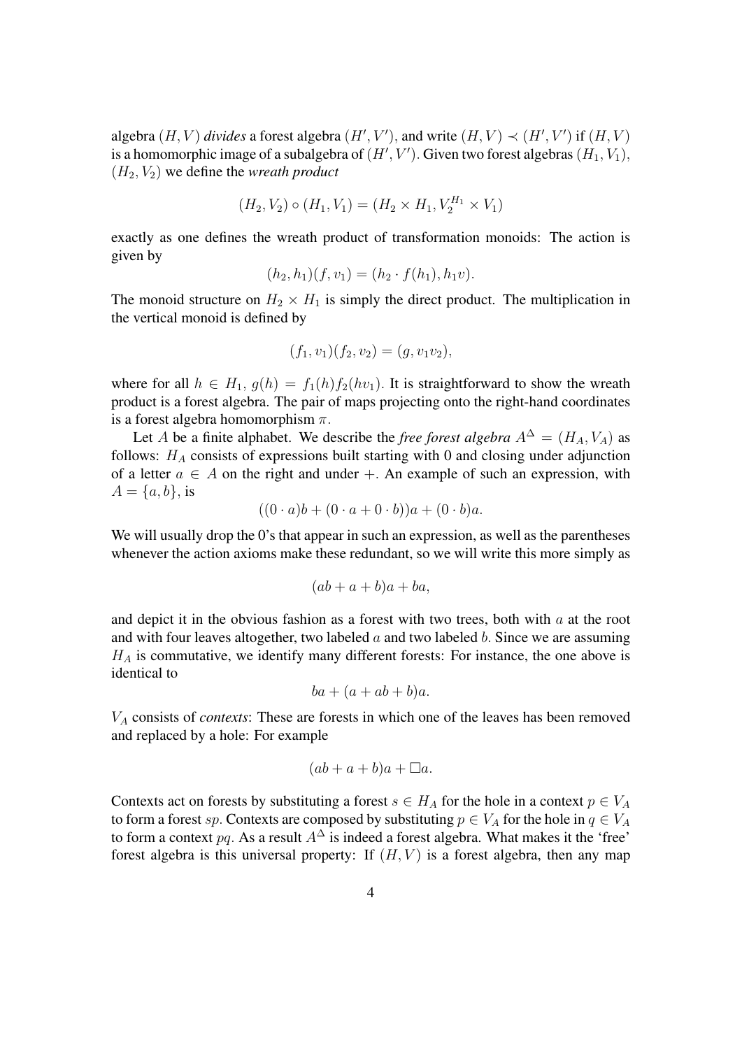algebra $(H, V)$ *divides* a forest algebra $(H', V')$, and write $(H, V) \prec (H', V')$ if $(H, V)$ is a homomorphic image of a subalgebra of $(H', V')$. Given two forest algebras $(H_1, V_1)$, $(H_2, V_2)$ we define the *wreath product*

$$(H_2, V_2) \circ (H_1, V_1) = (H_2 \times H_1, V_2^{H_1} \times V_1)$$

exactly as one defines the wreath product of transformation monoids: The action is given by

$$(h_2, h_1)(f, v_1) = (h_2 \cdot f(h_1), h_1 v).$$

The monoid structure on $H_2 \times H_1$ is simply the direct product. The multiplication in the vertical monoid is defined by

$$(f_1, v_1)(f_2, v_2) = (g, v_1 v_2),$$

where for all $h \in H_1$, $g(h) = f_1(h) f_2(h v_1)$. It is straightforward to show the wreath product is a forest algebra. The pair of maps projecting onto the right-hand coordinates is a forest algebra homomorphism $\pi$.

Let $A$ be a finite alphabet. We describe the *free forest algebra* $A^\Delta = (H_A, V_A)$ as follows: $H_A$ consists of expressions built starting with 0 and closing under adjunction of a letter $a \in A$ on the right and under $+$. An example of such an expression, with $A = \{a, b\}$, is

$$((0 \cdot a)b + (0 \cdot a + 0 \cdot b))a + (0 \cdot b)a.$$

We will usually drop the 0's that appear in such an expression, as well as the parentheses whenever the action axioms make these redundant, so we will write this more simply as

$$(ab + a + b)a + ba,$$

and depict it in the obvious fashion as a forest with two trees, both with $a$ at the root and with four leaves altogether, two labeled $a$ and two labeled $b$. Since we are assuming $H_A$ is commutative, we identify many different forests: For instance, the one above is identical to

$$ba + (a + ab + b)a.$$

$V_A$ consists of *contexts*: These are forests in which one of the leaves has been removed and replaced by a hole: For example

$$(ab + a + b)a + \Box a.$$

Contexts act on forests by substituting a forest $s \in H_A$ for the hole in a context $p \in V_A$ to form a forest $sp$. Contexts are composed by substituting $p \in V_A$ for the hole in $q \in V_A$ to form a context $pq$. As a result $A^\Delta$ is indeed a forest algebra. What makes it the 'free' forest algebra is this universal property: If $(H, V)$ is a forest algebra, then any map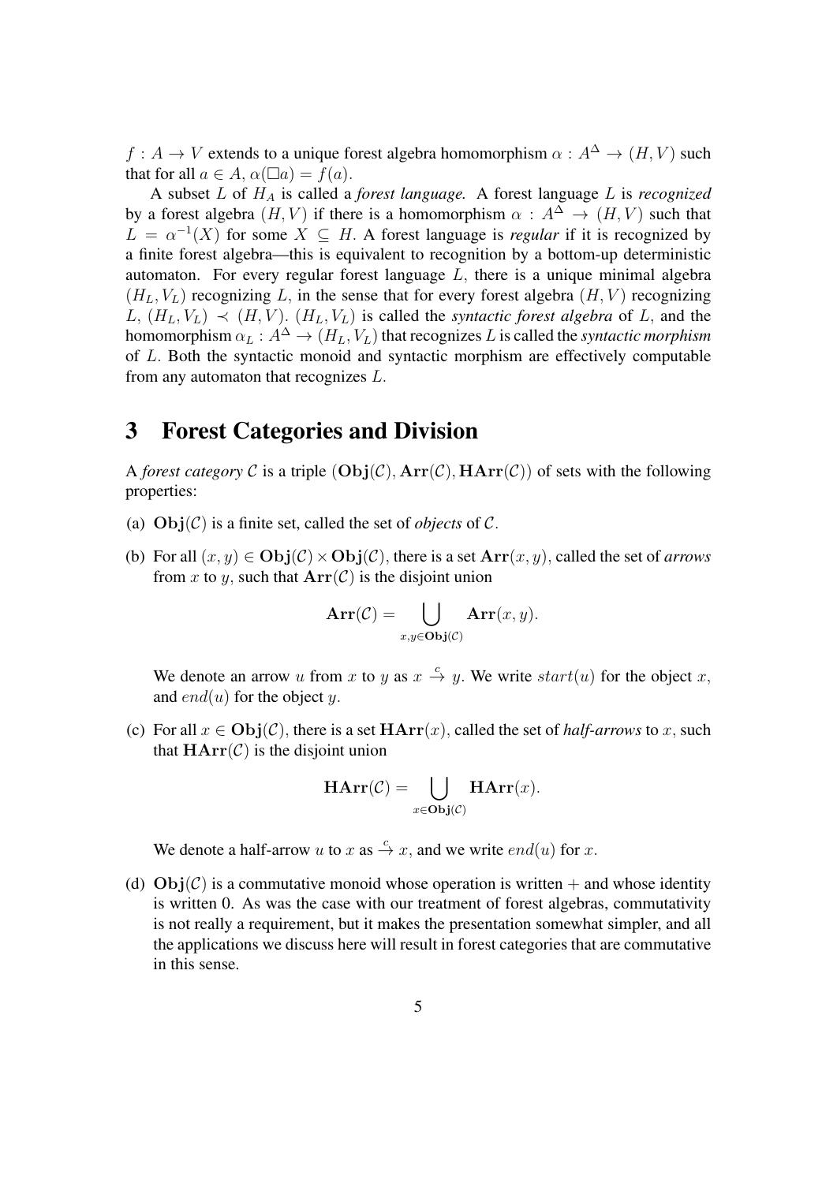$f : A \to V$ extends to a unique forest algebra homomorphism $\alpha : A^{\Delta} \to (H, V)$ such that for all $a \in A$, $\alpha(\Box a) = f(a)$.

A subset $L$ of $H_A$ is called a *forest language.* A forest language $L$ is *recognized* by a forest algebra $(H, V)$ if there is a homomorphism $\alpha : A^{\Delta} \to (H, V)$ such that $L = \alpha^{-1}(X)$ for some $X \subseteq H$. A forest language is *regular* if it is recognized by a finite forest algebra—this is equivalent to recognition by a bottom-up deterministic automaton. For every regular forest language $L$, there is a unique minimal algebra $(H_L, V_L)$ recognizing $L$, in the sense that for every forest algebra $(H, V)$ recognizing $L$, $(H_L, V_L) \prec (H, V)$. $(H_L, V_L)$ is called the *syntactic forest algebra* of $L$, and the homomorphism $\alpha_L : A^{\Delta} \to (H_L, V_L)$ that recognizes $L$ is called the *syntactic morphism* of $L$. Both the syntactic monoid and syntactic morphism are effectively computable from any automaton that recognizes $L$.

# 3 Forest Categories and Division

A *forest category* $\mathcal{C}$ is a triple $(\mathbf{Obj}(\mathcal{C}), \mathbf{Arr}(\mathcal{C}), \mathbf{HArr}(\mathcal{C}))$ of sets with the following properties:

(a) $\mathbf{Obj}(\mathcal{C})$ is a finite set, called the set of *objects* of $\mathcal{C}$.

(b) For all $(x, y) \in \mathbf{Obj}(\mathcal{C}) \times \mathbf{Obj}(\mathcal{C})$, there is a set $\mathbf{Arr}(x, y)$, called the set of *arrows* from $x$ to $y$, such that $\mathbf{Arr}(\mathcal{C})$ is the disjoint union

$$\mathbf{Arr}(\mathcal{C}) = \bigcup_{x,y \in \mathbf{Obj}(\mathcal{C})} \mathbf{Arr}(x, y).$$

We denote an arrow $u$ from $x$ to $y$ as $x \xrightarrow{c} y$. We write $start(u)$ for the object $x$, and $end(u)$ for the object $y$.

(c) For all $x \in \mathbf{Obj}(\mathcal{C})$, there is a set $\mathbf{HArr}(x)$, called the set of *half-arrows* to $x$, such that $\mathbf{HArr}(\mathcal{C})$ is the disjoint union

$$\mathbf{HArr}(\mathcal{C}) = \bigcup_{x \in \mathbf{Obj}(\mathcal{C})} \mathbf{HArr}(x).$$

We denote a half-arrow $u$ to $x$ as $\xrightarrow{c} x$, and we write $end(u)$ for $x$.

(d) $\mathbf{Obj}(\mathcal{C})$ is a commutative monoid whose operation is written $+$ and whose identity is written 0. As was the case with our treatment of forest algebras, commutativity is not really a requirement, but it makes the presentation somewhat simpler, and all the applications we discuss here will result in forest categories that are commutative in this sense.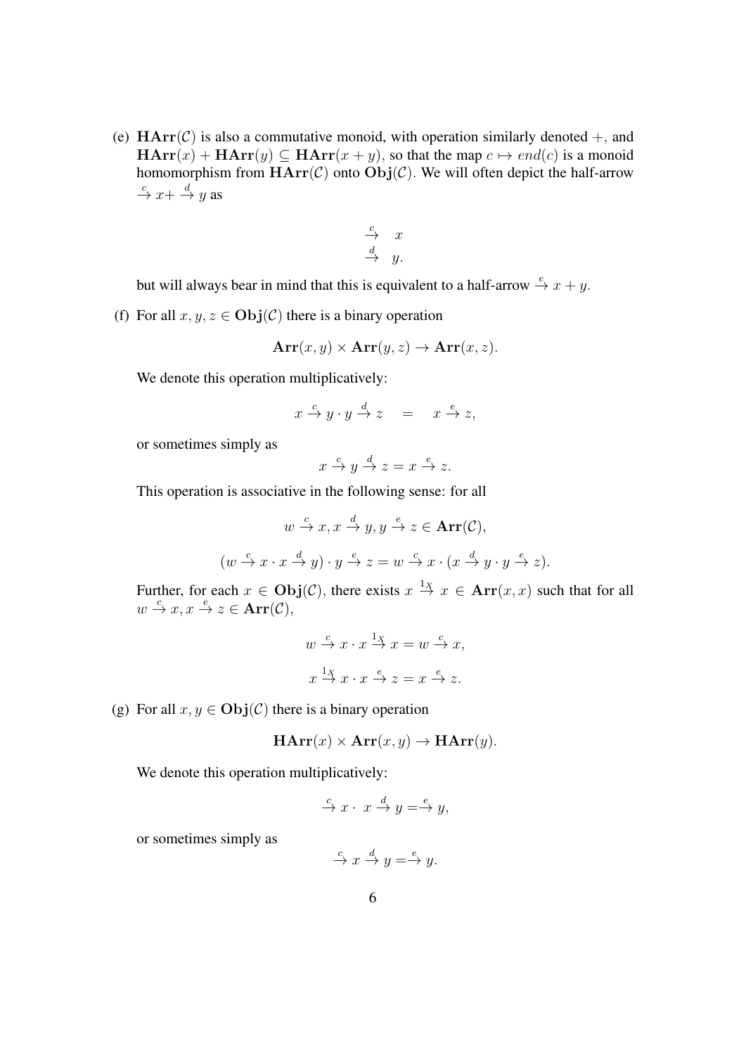(e) $\mathbf{HArr}(\mathcal{C})$ is also a commutative monoid, with operation similarly denoted $+$, and $\mathbf{HArr}(x) + \mathbf{HArr}(y) \subseteq \mathbf{HArr}(x+y)$, so that the map $c \mapsto end(c)$ is a monoid homomorphism from $\mathbf{HArr}(\mathcal{C})$ onto $\mathbf{Obj}(\mathcal{C})$. We will often depict the half-arrow $\xrightarrow{c} x + \xrightarrow{d} y$ as

$$\begin{array}{cc} \xrightarrow{c} & x \\ \xrightarrow{d} & y. \end{array}$$

but will always bear in mind that this is equivalent to a half-arrow $\xrightarrow{e} x + y$.

(f) For all $x, y, z \in \mathbf{Obj}(\mathcal{C})$ there is a binary operation

$$\mathbf{Arr}(x, y) \times \mathbf{Arr}(y, z) \to \mathbf{Arr}(x, z).$$

We denote this operation multiplicatively:

$$x \xrightarrow{c} y \cdot y \xrightarrow{d} z \quad = \quad x \xrightarrow{e} z,$$

or sometimes simply as

$$x \xrightarrow{c} y \xrightarrow{d} z = x \xrightarrow{e} z.$$

This operation is associative in the following sense: for all

$$w \xrightarrow{c} x, x \xrightarrow{d} y, y \xrightarrow{e} z \in \mathbf{Arr}(\mathcal{C}),$$

$$(w \xrightarrow{c} x \cdot x \xrightarrow{d} y) \cdot y \xrightarrow{e} z = w \xrightarrow{c} x \cdot (x \xrightarrow{d} y \cdot y \xrightarrow{e} z).$$

Further, for each $x \in \mathbf{Obj}(\mathcal{C})$, there exists $x \xrightarrow{1_X} x \in \mathbf{Arr}(x, x)$ such that for all $w \xrightarrow{c} x, x \xrightarrow{e} z \in \mathbf{Arr}(\mathcal{C})$,

$$w \xrightarrow{c} x \cdot x \xrightarrow{1_X} x = w \xrightarrow{c} x,$$

$$x \xrightarrow{1_X} x \cdot x \xrightarrow{e} z = x \xrightarrow{e} z.$$

(g) For all $x, y \in \mathbf{Obj}(\mathcal{C})$ there is a binary operation

$$\mathbf{HArr}(x) \times \mathbf{Arr}(x, y) \to \mathbf{HArr}(y).$$

We denote this operation multiplicatively:

$$\xrightarrow{c} x \cdot \ x \xrightarrow{d} y = \xrightarrow{e} y,$$

or sometimes simply as

$$\xrightarrow{c} x \xrightarrow{d} y = \xrightarrow{e} y.$$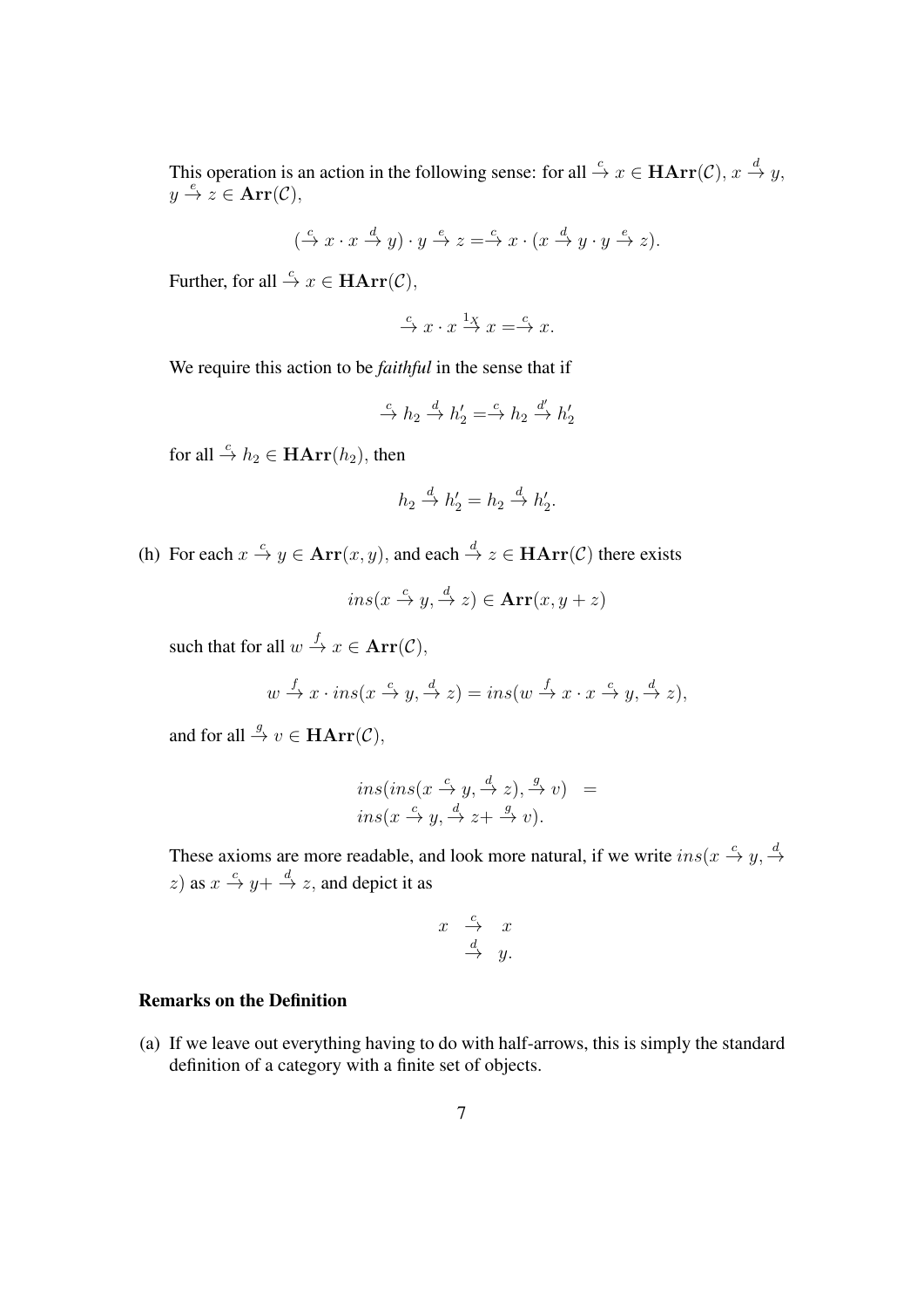This operation is an action in the following sense: for all $\stackrel{c}{\to} x \in \mathbf{HArr}(\mathcal{C})$, $x \stackrel{d}{\to} y$, $y \stackrel{e}{\to} z \in \mathbf{Arr}(\mathcal{C})$,

$$(\stackrel{c}{\to} x \cdot x \stackrel{d}{\to} y) \cdot y \stackrel{e}{\to} z = \stackrel{c}{\to} x \cdot (x \stackrel{d}{\to} y \cdot y \stackrel{e}{\to} z).$$

Further, for all $\stackrel{c}{\to} x \in \mathbf{HArr}(\mathcal{C})$,

$$\stackrel{c}{\to} x \cdot x \stackrel{1_X}{\to} x = \stackrel{c}{\to} x.$$

We require this action to be *faithful* in the sense that if

$$\stackrel{c}{\to} h_2 \stackrel{d}{\to} h_2' = \stackrel{c}{\to} h_2 \stackrel{d'}{\to} h_2'$$

for all $\stackrel{c}{\to} h_2 \in \mathbf{HArr}(h_2)$, then

$$h_2 \stackrel{d}{\to} h_2' = h_2 \stackrel{d}{\to} h_2'.$$

(h) For each $x \stackrel{c}{\to} y \in \mathbf{Arr}(x, y)$, and each $\stackrel{d}{\to} z \in \mathbf{HArr}(\mathcal{C})$ there exists

$$ins(x \stackrel{c}{\to} y, \stackrel{d}{\to} z) \in \mathbf{Arr}(x, y + z)$$

such that for all $w \stackrel{f}{\to} x \in \mathbf{Arr}(\mathcal{C})$,

$$w \stackrel{f}{\to} x \cdot ins(x \stackrel{c}{\to} y, \stackrel{d}{\to} z) = ins(w \stackrel{f}{\to} x \cdot x \stackrel{c}{\to} y, \stackrel{d}{\to} z),$$

and for all $\stackrel{g}{\to} v \in \mathbf{HArr}(\mathcal{C})$,

$$\begin{aligned} &ins(ins(x \stackrel{c}{\to} y, \stackrel{d}{\to} z), \stackrel{g}{\to} v) \;\; = \\ &ins(x \stackrel{c}{\to} y, \stackrel{d}{\to} z + \stackrel{g}{\to} v). \end{aligned}$$

These axioms are more readable, and look more natural, if we write $ins(x \stackrel{c}{\to} y, \stackrel{d}{\to} z)$ as $x \stackrel{c}{\to} y + \stackrel{d}{\to} z$, and depict it as

$$\begin{array}{ccc} x & \stackrel{c}{\to} & x \\ & \stackrel{d}{\to} & y. \end{array}$$

### Remarks on the Definition

(a) If we leave out everything having to do with half-arrows, this is simply the standard definition of a category with a finite set of objects.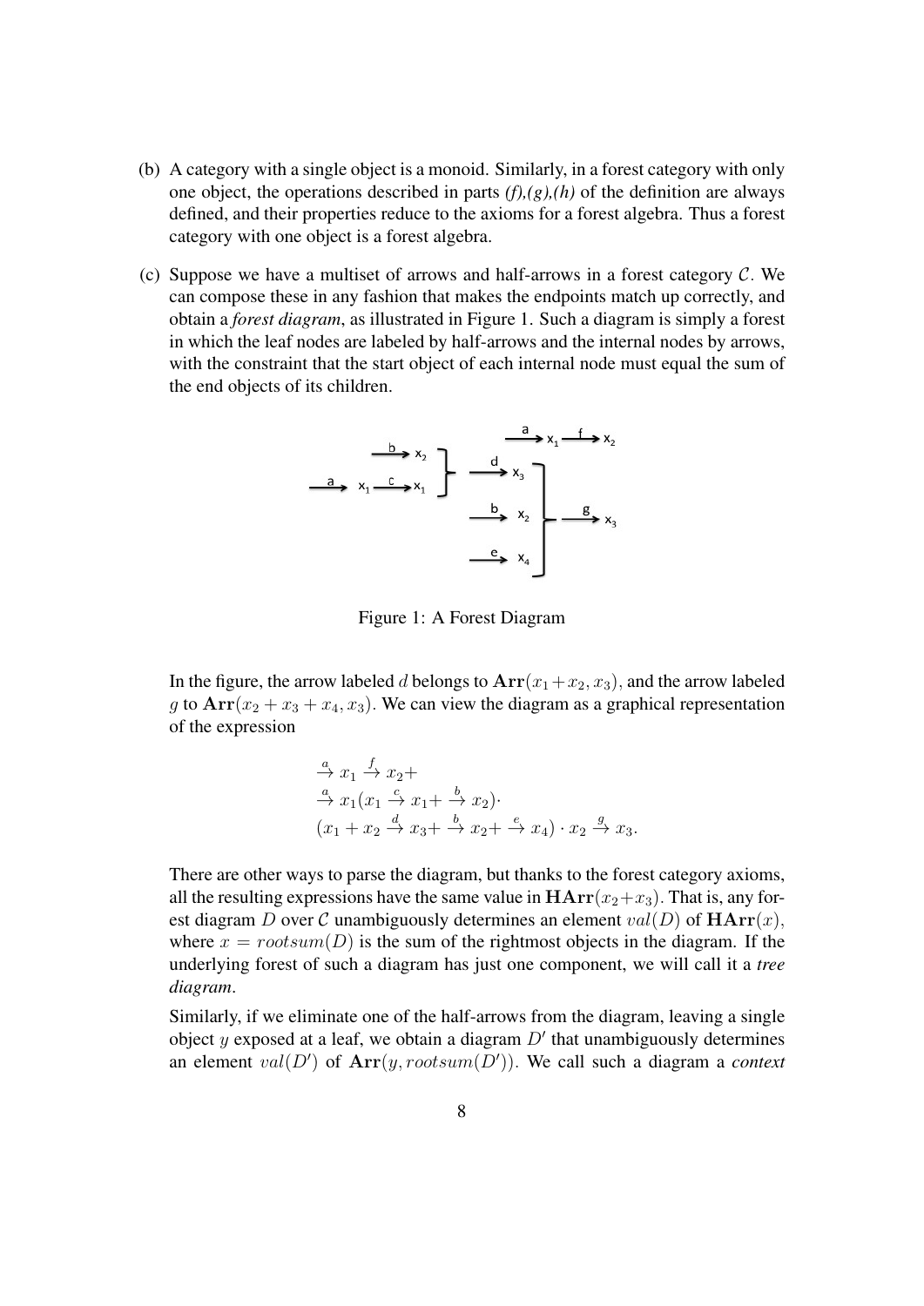(b) A category with a single object is a monoid. Similarly, in a forest category with only one object, the operations described in parts *(f),(g),(h)* of the definition are always defined, and their properties reduce to the axioms for a forest algebra. Thus a forest category with one object is a forest algebra.

(c) Suppose we have a multiset of arrows and half-arrows in a forest category $\mathcal{C}$. We can compose these in any fashion that makes the endpoints match up correctly, and obtain a *forest diagram*, as illustrated in Figure 1. Such a diagram is simply a forest in which the leaf nodes are labeled by half-arrows and the internal nodes by arrows, with the constraint that the start object of each internal node must equal the sum of the end objects of its children.

Figure 1: A Forest Diagram

In the figure, the arrow labeled $d$ belongs to $\mathbf{Arr}(x_1+x_2, x_3)$, and the arrow labeled $g$ to $\mathbf{Arr}(x_2+x_3+x_4, x_3)$. We can view the diagram as a graphical representation of the expression

$$\begin{aligned}
&\stackrel{a}{\rightarrow} x_1 \stackrel{f}{\rightarrow} x_2 + \\
&\stackrel{a}{\rightarrow} x_1 (x_1 \stackrel{c}{\rightarrow} x_1 + \stackrel{b}{\rightarrow} x_2) \cdot \\
&(x_1 + x_2 \stackrel{d}{\rightarrow} x_3 + \stackrel{b}{\rightarrow} x_2 + \stackrel{e}{\rightarrow} x_4) \cdot x_2 \stackrel{g}{\rightarrow} x_3.
\end{aligned}$$

There are other ways to parse the diagram, but thanks to the forest category axioms, all the resulting expressions have the same value in $\mathbf{HArr}(x_2+x_3)$. That is, any forest diagram $D$ over $\mathcal{C}$ unambiguously determines an element $val(D)$ of $\mathbf{HArr}(x)$, where $x = rootsum(D)$ is the sum of the rightmost objects in the diagram. If the underlying forest of such a diagram has just one component, we will call it a *tree diagram*.

Similarly, if we eliminate one of the half-arrows from the diagram, leaving a single object $y$ exposed at a leaf, we obtain a diagram $D'$ that unambiguously determines an element $val(D')$ of $\mathbf{Arr}(y, rootsum(D'))$. We call such a diagram a *context*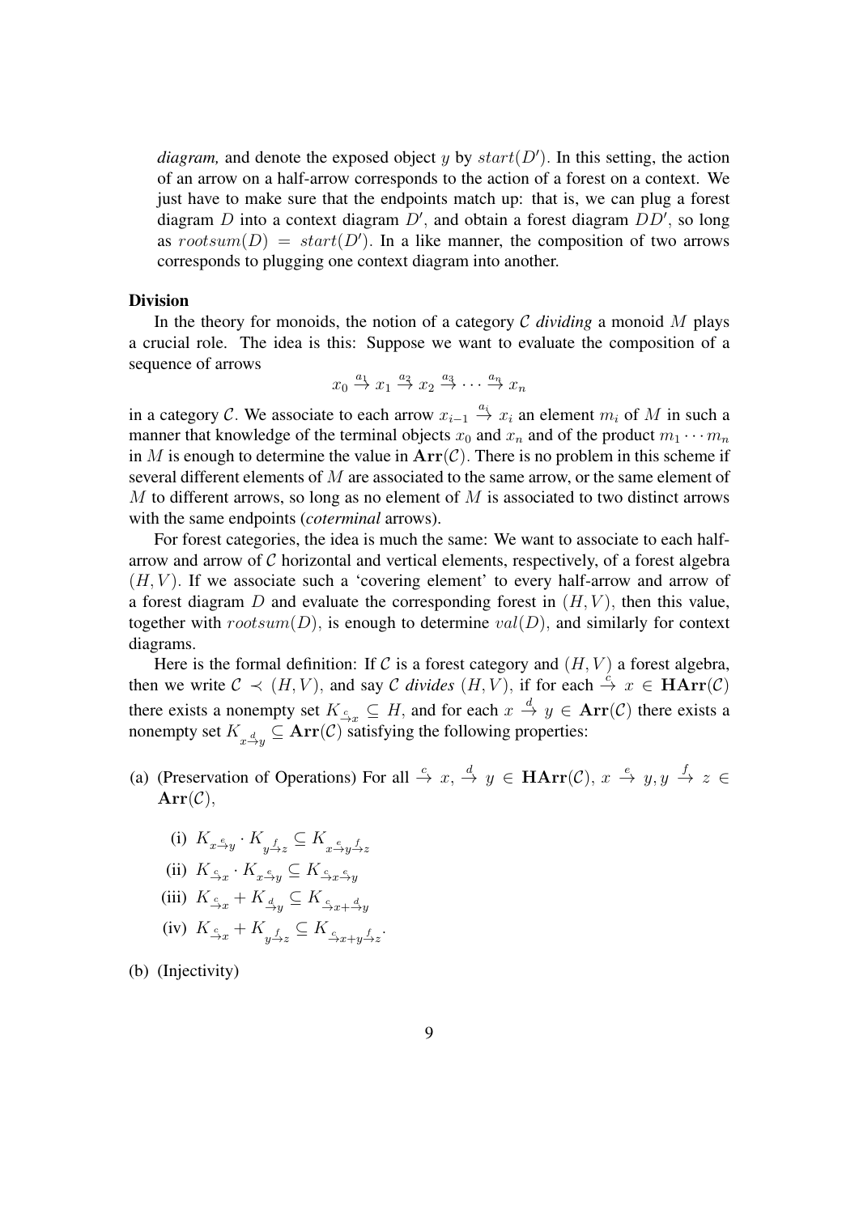*diagram,* and denote the exposed object $y$ by $start(D')$. In this setting, the action of an arrow on a half-arrow corresponds to the action of a forest on a context. We just have to make sure that the endpoints match up: that is, we can plug a forest diagram $D$ into a context diagram $D'$, and obtain a forest diagram $DD'$, so long as $rootsum(D) = start(D')$. In a like manner, the composition of two arrows corresponds to plugging one context diagram into another.

**Division**

In the theory for monoids, the notion of a category $\mathcal{C}$ *dividing* a monoid $M$ plays a crucial role. The idea is this: Suppose we want to evaluate the composition of a sequence of arrows

$$x_0 \stackrel{a_1}{\to} x_1 \stackrel{a_2}{\to} x_2 \stackrel{a_3}{\to} \cdots \stackrel{a_n}{\to} x_n$$

in a category $\mathcal{C}$. We associate to each arrow $x_{i-1} \stackrel{a_i}{\to} x_i$ an element $m_i$ of $M$ in such a manner that knowledge of the terminal objects $x_0$ and $x_n$ and of the product $m_1 \cdots m_n$ in $M$ is enough to determine the value in $\mathbf{Arr}(\mathcal{C})$. There is no problem in this scheme if several different elements of $M$ are associated to the same arrow, or the same element of $M$ to different arrows, so long as no element of $M$ is associated to two distinct arrows with the same endpoints (*coterminal* arrows).

For forest categories, the idea is much the same: We want to associate to each half-arrow and arrow of $\mathcal{C}$ horizontal and vertical elements, respectively, of a forest algebra $(H, V)$. If we associate such a 'covering element' to every half-arrow and arrow of a forest diagram $D$ and evaluate the corresponding forest in $(H, V)$, then this value, together with $rootsum(D)$, is enough to determine $val(D)$, and similarly for context diagrams.

Here is the formal definition: If $\mathcal{C}$ is a forest category and $(H, V)$ a forest algebra, then we write $\mathcal{C} \prec (H, V)$, and say $\mathcal{C}$ *divides* $(H, V)$, if for each $\stackrel{c}{\to} x \in \mathbf{HArr}(\mathcal{C})$ there exists a nonempty set $K_{\stackrel{c}{\to}x} \subseteq H$, and for each $x \stackrel{d}{\to} y \in \mathbf{Arr}(\mathcal{C})$ there exists a nonempty set $K_{x\stackrel{d}{\to}y} \subseteq \mathbf{Arr}(\mathcal{C})$ satisfying the following properties:

(a) (Preservation of Operations) For all $\stackrel{c}{\to} x, \stackrel{d}{\to} y \in \mathbf{HArr}(\mathcal{C})$, $x \stackrel{e}{\to} y, y \stackrel{f}{\to} z \in \mathbf{Arr}(\mathcal{C})$,

   (i) $K_{x\stackrel{e}{\to}y} \cdot K_{y\stackrel{f}{\to}z} \subseteq K_{x\stackrel{e}{\to}y\stackrel{f}{\to}z}$

   (ii) $K_{\stackrel{c}{\to}x} \cdot K_{x\stackrel{e}{\to}y} \subseteq K_{\stackrel{c}{\to}x\stackrel{e}{\to}y}$

   (iii) $K_{\stackrel{c}{\to}x} + K_{\stackrel{d}{\to}y} \subseteq K_{\stackrel{c}{\to}x+\stackrel{d}{\to}y}$

   (iv) $K_{\stackrel{c}{\to}x} + K_{y\stackrel{f}{\to}z} \subseteq K_{\stackrel{c}{\to}x+y\stackrel{f}{\to}z}$.

(b) (Injectivity)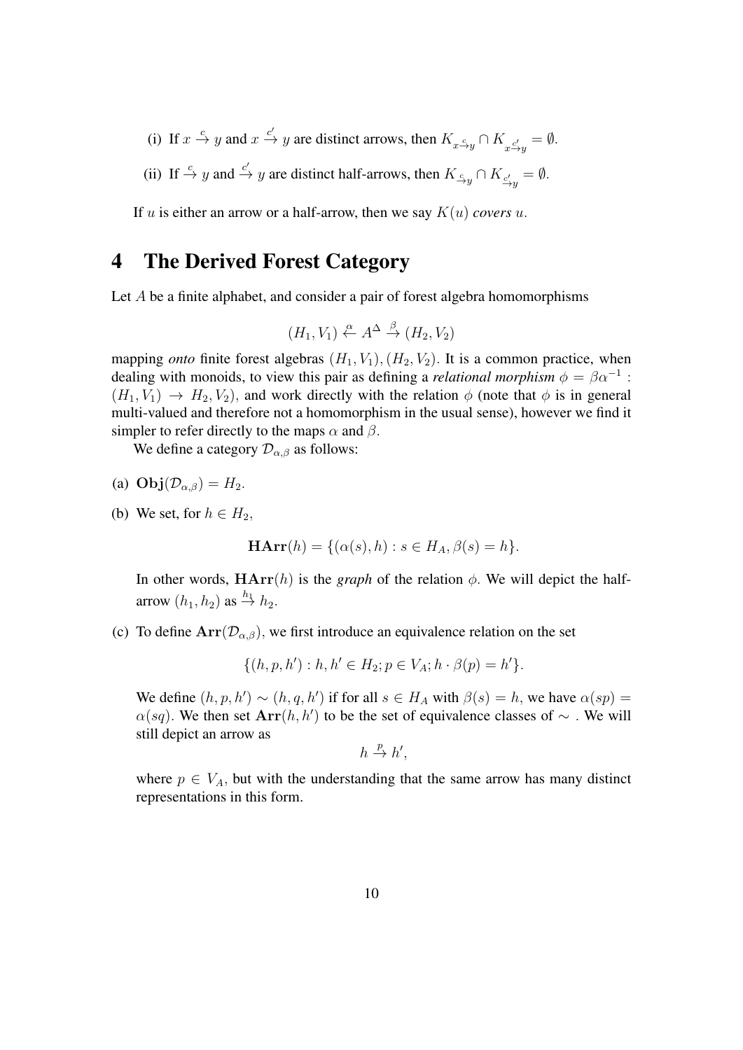(i) If $x \stackrel{c}{\to} y$ and $x \stackrel{c'}{\to} y$ are distinct arrows, then $K_{x \stackrel{c}{\to} y} \cap K_{x \stackrel{c'}{\to} y} = \emptyset$.

(ii) If $\stackrel{c}{\to} y$ and $\stackrel{c'}{\to} y$ are distinct half-arrows, then $K_{\stackrel{c}{\to} y} \cap K_{\stackrel{c'}{\to} y} = \emptyset$.

If $u$ is either an arrow or a half-arrow, then we say $K(u)$ *covers* $u$.

# 4 The Derived Forest Category

Let $A$ be a finite alphabet, and consider a pair of forest algebra homomorphisms

$$(H_1, V_1) \stackrel{\alpha}{\leftarrow} A^{\Delta} \stackrel{\beta}{\to} (H_2, V_2)$$

mapping *onto* finite forest algebras $(H_1, V_1), (H_2, V_2)$. It is a common practice, when dealing with monoids, to view this pair as defining a *relational morphism* $\phi = \beta\alpha^{-1} : (H_1, V_1) \to H_2, V_2)$, and work directly with the relation $\phi$ (note that $\phi$ is in general multi-valued and therefore not a homomorphism in the usual sense), however we find it simpler to refer directly to the maps $\alpha$ and $\beta$.

We define a category $\mathcal{D}_{\alpha,\beta}$ as follows:

(a) $\mathbf{Obj}(\mathcal{D}_{\alpha,\beta}) = H_2$.

(b) We set, for $h \in H_2$,

$$\mathbf{HArr}(h) = \{(\alpha(s), h) : s \in H_A, \beta(s) = h\}.$$

In other words, $\mathbf{HArr}(h)$ is the *graph* of the relation $\phi$. We will depict the half-arrow $(h_1, h_2)$ as $\stackrel{h_1}{\to} h_2$.

(c) To define $\mathbf{Arr}(\mathcal{D}_{\alpha,\beta})$, we first introduce an equivalence relation on the set

$$\{(h, p, h') : h, h' \in H_2; p \in V_A; h \cdot \beta(p) = h'\}.$$

We define $(h, p, h') \sim (h, q, h')$ if for all $s \in H_A$ with $\beta(s) = h$, we have $\alpha(sp) = \alpha(sq)$. We then set $\mathbf{Arr}(h, h')$ to be the set of equivalence classes of $\sim$ . We will still depict an arrow as

$$h \stackrel{p}{\to} h',$$

where $p \in V_A$, but with the understanding that the same arrow has many distinct representations in this form.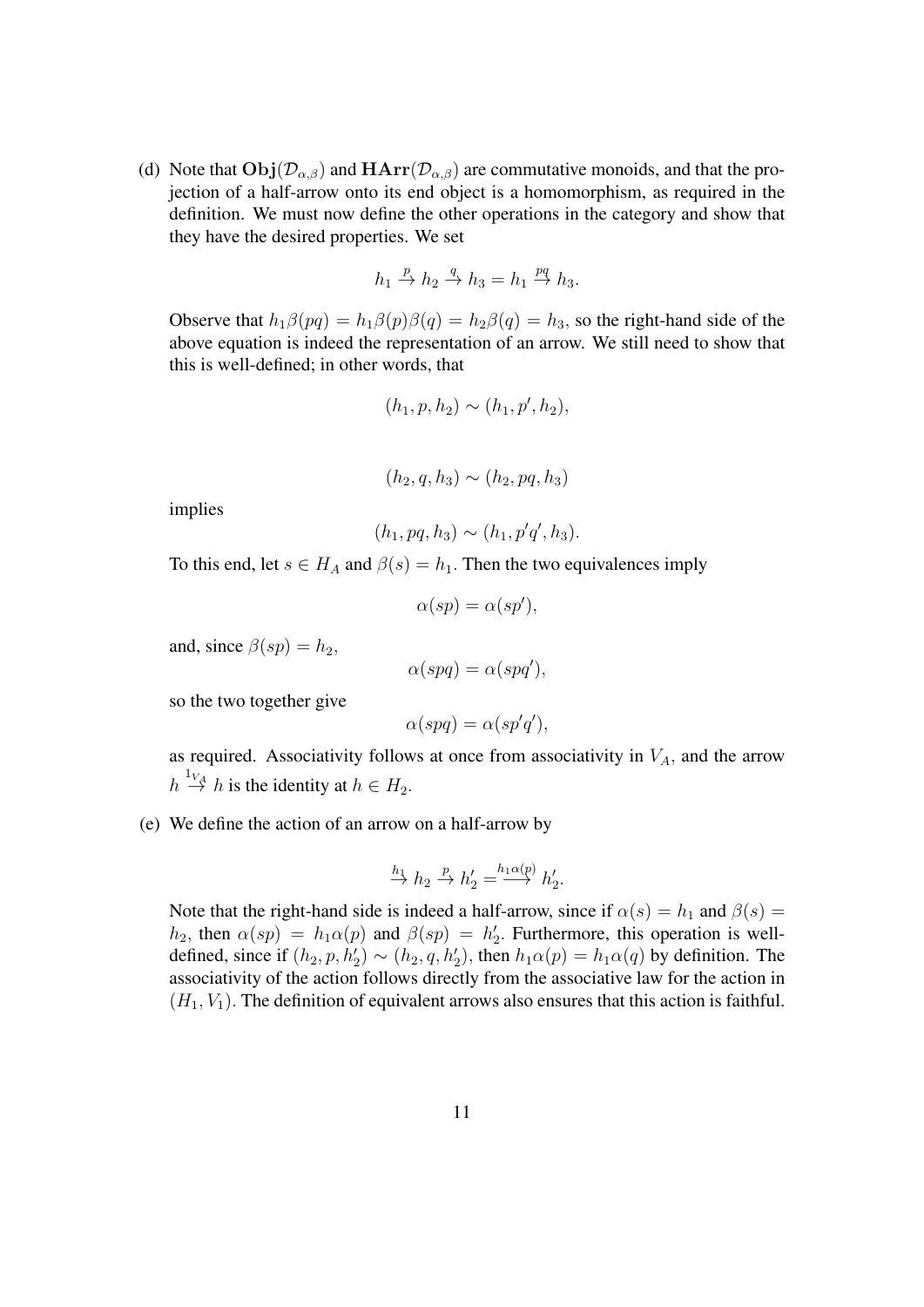(d) Note that $\mathbf{Obj}(\mathcal{D}_{\alpha,\beta})$ and $\mathbf{HArr}(\mathcal{D}_{\alpha,\beta})$ are commutative monoids, and that the projection of a half-arrow onto its end object is a homomorphism, as required in the definition. We must now define the other operations in the category and show that they have the desired properties. We set

$$h_1 \xrightarrow{p} h_2 \xrightarrow{q} h_3 = h_1 \xrightarrow{pq} h_3.$$

Observe that $h_1\beta(pq) = h_1\beta(p)\beta(q) = h_2\beta(q) = h_3$, so the right-hand side of the above equation is indeed the representation of an arrow. We still need to show that this is well-defined; in other words, that

$$(h_1, p, h_2) \sim (h_1, p', h_2),$$

$$(h_2, q, h_3) \sim (h_2, pq, h_3)$$

implies

$$(h_1, pq, h_3) \sim (h_1, p'q', h_3).$$

To this end, let $s \in H_A$ and $\beta(s) = h_1$. Then the two equivalences imply

$$\alpha(sp) = \alpha(sp'),$$

and, since $\beta(sp) = h_2$,

$$\alpha(spq) = \alpha(spq'),$$

so the two together give

$$\alpha(spq) = \alpha(sp'q'),$$

as required. Associativity follows at once from associativity in $V_A$, and the arrow $h \xrightarrow{1_{V_A}} h$ is the identity at $h \in H_2$.

(e) We define the action of an arrow on a half-arrow by

$$\xrightarrow{h_1} h_2 \xrightarrow{p} h_2' = \xrightarrow{h_1\alpha(p)} h_2'.$$

Note that the right-hand side is indeed a half-arrow, since if $\alpha(s) = h_1$ and $\beta(s) = h_2$, then $\alpha(sp) = h_1\alpha(p)$ and $\beta(sp) = h_2'$. Furthermore, this operation is well-defined, since if $(h_2, p, h_2') \sim (h_2, q, h_2')$, then $h_1\alpha(p) = h_1\alpha(q)$ by definition. The associativity of the action follows directly from the associative law for the action in $(H_1, V_1)$. The definition of equivalent arrows also ensures that this action is faithful.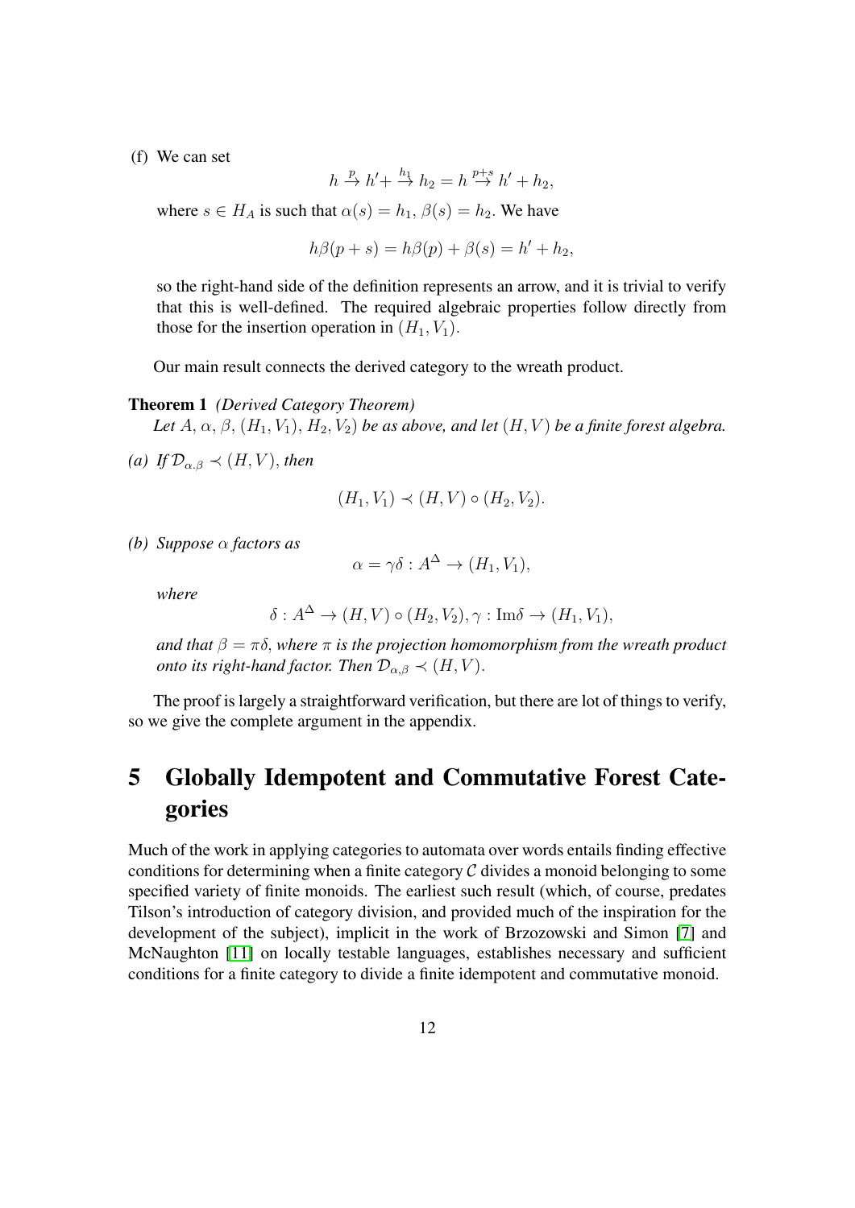(f) We can set

$$h \xrightarrow{p} h' + \xrightarrow{h_1} h_2 = h \xrightarrow{p+s} h' + h_2,$$

where $s \in H_A$ is such that $\alpha(s) = h_1$, $\beta(s) = h_2$. We have

$$h\beta(p+s) = h\beta(p) + \beta(s) = h' + h_2,$$

so the right-hand side of the definition represents an arrow, and it is trivial to verify that this is well-defined. The required algebraic properties follow directly from those for the insertion operation in $(H_1, V_1)$.

Our main result connects the derived category to the wreath product.

**Theorem 1** *(Derived Category Theorem)*
*Let $A$, $\alpha$, $\beta$, $(H_1, V_1)$, $H_2, V_2)$ be as above, and let $(H, V)$ be a finite forest algebra.*

*(a) If $\mathcal{D}_{\alpha.\beta} \prec (H, V)$, then*

$$(H_1, V_1) \prec (H, V) \circ (H_2, V_2).$$

*(b) Suppose $\alpha$ factors as*

$$\alpha = \gamma\delta : A^\Delta \to (H_1, V_1),$$

*where*

$$\delta : A^\Delta \to (H, V) \circ (H_2, V_2), \gamma : \mathrm{Im}\delta \to (H_1, V_1),$$

*and that $\beta = \pi\delta$, where $\pi$ is the projection homomorphism from the wreath product onto its right-hand factor. Then $\mathcal{D}_{\alpha,\beta} \prec (H, V)$.*

The proof is largely a straightforward verification, but there are lot of things to verify, so we give the complete argument in the appendix.

# 5 Globally Idempotent and Commutative Forest Categories

Much of the work in applying categories to automata over words entails finding effective conditions for determining when a finite category $\mathcal{C}$ divides a monoid belonging to some specified variety of finite monoids. The earliest such result (which, of course, predates Tilson's introduction of category division, and provided much of the inspiration for the development of the subject), implicit in the work of Brzozowski and Simon [7] and McNaughton [11] on locally testable languages, establishes necessary and sufficient conditions for a finite category to divide a finite idempotent and commutative monoid.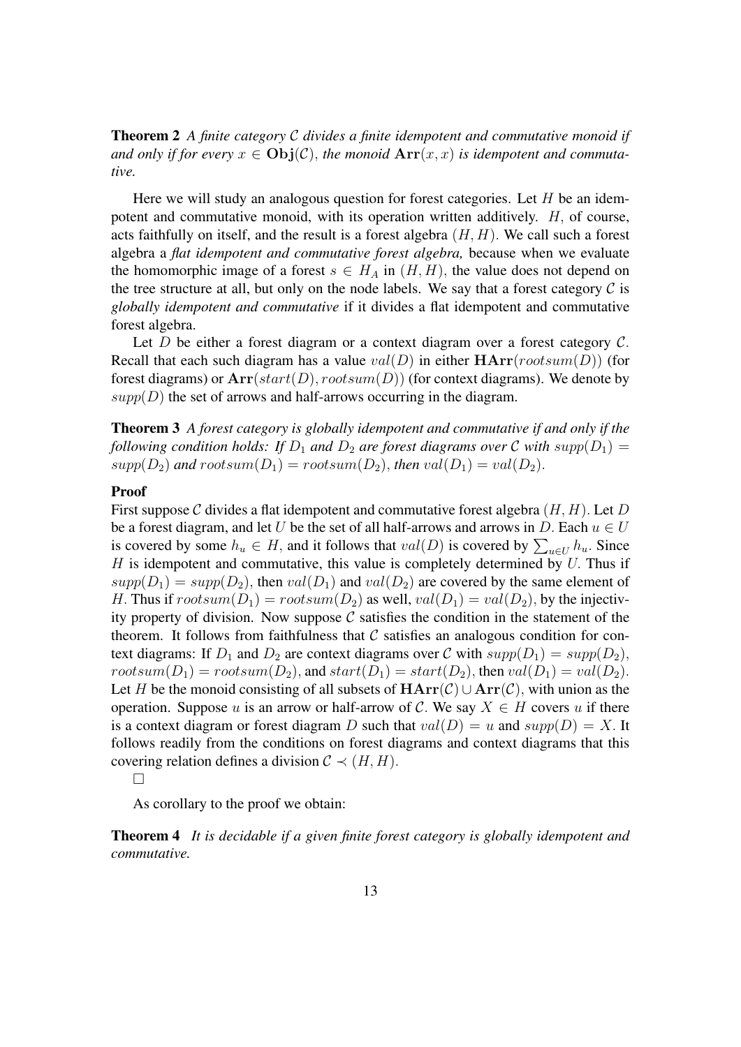**Theorem 2** *A finite category $\mathcal{C}$ divides a finite idempotent and commutative monoid if and only if for every $x \in \mathbf{Obj}(\mathcal{C})$, the monoid $\mathbf{Arr}(x,x)$ is idempotent and commutative.*

Here we will study an analogous question for forest categories. Let $H$ be an idempotent and commutative monoid, with its operation written additively. $H$, of course, acts faithfully on itself, and the result is a forest algebra $(H,H)$. We call such a forest algebra a *flat idempotent and commutative forest algebra,* because when we evaluate the homomorphic image of a forest $s \in H_A$ in $(H,H)$, the value does not depend on the tree structure at all, but only on the node labels. We say that a forest category $\mathcal{C}$ is *globally idempotent and commutative* if it divides a flat idempotent and commutative forest algebra.

Let $D$ be either a forest diagram or a context diagram over a forest category $\mathcal{C}$. Recall that each such diagram has a value $val(D)$ in either $\mathbf{HArr}(rootsum(D))$ (for forest diagrams) or $\mathbf{Arr}(start(D), rootsum(D))$ (for context diagrams). We denote by $supp(D)$ the set of arrows and half-arrows occurring in the diagram.

**Theorem 3** *A forest category is globally idempotent and commutative if and only if the following condition holds: If $D_1$ and $D_2$ are forest diagrams over $\mathcal{C}$ with $supp(D_1) = supp(D_2)$ and $rootsum(D_1) = rootsum(D_2)$, then $val(D_1) = val(D_2)$.*

**Proof**

First suppose $\mathcal{C}$ divides a flat idempotent and commutative forest algebra $(H,H)$. Let $D$ be a forest diagram, and let $U$ be the set of all half-arrows and arrows in $D$. Each $u \in U$ is covered by some $h_u \in H$, and it follows that $val(D)$ is covered by $\sum_{u \in U} h_u$. Since $H$ is idempotent and commutative, this value is completely determined by $U$. Thus if $supp(D_1) = supp(D_2)$, then $val(D_1)$ and $val(D_2)$ are covered by the same element of $H$. Thus if $rootsum(D_1) = rootsum(D_2)$ as well, $val(D_1) = val(D_2)$, by the injectivity property of division. Now suppose $\mathcal{C}$ satisfies the condition in the statement of the theorem. It follows from faithfulness that $\mathcal{C}$ satisfies an analogous condition for context diagrams: If $D_1$ and $D_2$ are context diagrams over $\mathcal{C}$ with $supp(D_1) = supp(D_2)$, $rootsum(D_1) = rootsum(D_2)$, and $start(D_1) = start(D_2)$, then $val(D_1) = val(D_2)$. Let $H$ be the monoid consisting of all subsets of $\mathbf{HArr}(\mathcal{C}) \cup \mathbf{Arr}(\mathcal{C})$, with union as the operation. Suppose $u$ is an arrow or half-arrow of $\mathcal{C}$. We say $X \in H$ covers $u$ if there is a context diagram or forest diagram $D$ such that $val(D) = u$ and $supp(D) = X$. It follows readily from the conditions on forest diagrams and context diagrams that this covering relation defines a division $\mathcal{C} \prec (H,H)$.

□

As corollary to the proof we obtain:

**Theorem 4** *It is decidable if a given finite forest category is globally idempotent and commutative.*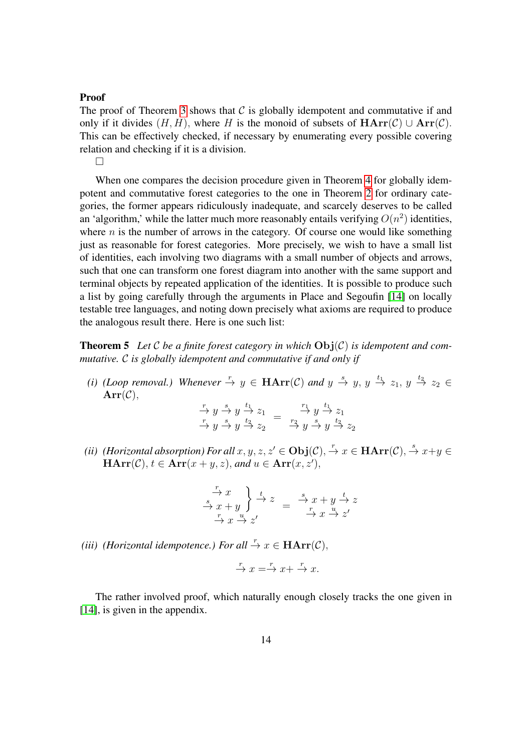**Proof**

The proof of Theorem 3 shows that $\mathcal{C}$ is globally idempotent and commutative if and only if it divides $(H, H)$, where $H$ is the monoid of subsets of $\mathbf{HArr}(\mathcal{C}) \cup \mathbf{Arr}(\mathcal{C})$. This can be effectively checked, if necessary by enumerating every possible covering relation and checking if it is a division.

□

When one compares the decision procedure given in Theorem 4 for globally idempotent and commutative forest categories to the one in Theorem 2 for ordinary categories, the former appears ridiculously inadequate, and scarcely deserves to be called an 'algorithm,' while the latter much more reasonably entails verifying $O(n^2)$ identities, where $n$ is the number of arrows in the category. Of course one would like something just as reasonable for forest categories. More precisely, we wish to have a small list of identities, each involving two diagrams with a small number of objects and arrows, such that one can transform one forest diagram into another with the same support and terminal objects by repeated application of the identities. It is possible to produce such a list by going carefully through the arguments in Place and Segoufin [14] on locally testable tree languages, and noting down precisely what axioms are required to produce the analogous result there. Here is one such list:

**Theorem 5** *Let $\mathcal{C}$ be a finite forest category in which $\mathbf{Obj}(\mathcal{C})$ is idempotent and commutative. $\mathcal{C}$ is globally idempotent and commutative if and only if*

*(i) (Loop removal.) Whenever $\stackrel{r}{\to} y \in \mathbf{HArr}(\mathcal{C})$ and $y \stackrel{s}{\to} y$, $y \stackrel{t_1}{\to} z_1$, $y \stackrel{t_2}{\to} z_2 \in \mathbf{Arr}(\mathcal{C})$,*

$$\begin{array}{c} \stackrel{r}{\to} y \stackrel{s}{\to} y \stackrel{t_1}{\to} z_1 \\ \stackrel{r}{\to} y \stackrel{s}{\to} y \stackrel{t_2}{\to} z_2 \end{array} = \begin{array}{c} \stackrel{r_1}{\to} y \stackrel{t_1}{\to} z_1 \\ \stackrel{r_2}{\to} y \stackrel{s}{\to} y \stackrel{t_2}{\to} z_2 \end{array}$$

*(ii) (Horizontal absorption) For all $x, y, z, z' \in \mathbf{Obj}(\mathcal{C})$, $\stackrel{r}{\to} x \in \mathbf{HArr}(\mathcal{C})$, $\stackrel{s}{\to} x+y \in \mathbf{HArr}(\mathcal{C})$, $t \in \mathbf{Arr}(x+y, z)$, and $u \in \mathbf{Arr}(x, z')$,*

$$\left.\begin{array}{c} \stackrel{r}{\to} x \\ \stackrel{s}{\to} x+y \end{array}\right\} \stackrel{t}{\to} z \quad \begin{array}{c} \\ \\ \stackrel{r}{\to} x \stackrel{u}{\to} z' \end{array} = \begin{array}{c} \stackrel{s}{\to} x+y \stackrel{t}{\to} z \\ \stackrel{r}{\to} x \stackrel{u}{\to} z' \end{array}$$

*(iii) (Horizontal idempotence.) For all $\stackrel{r}{\to} x \in \mathbf{HArr}(\mathcal{C})$,*

$$\stackrel{r}{\to} x = \stackrel{r}{\to} x + \stackrel{r}{\to} x.$$

The rather involved proof, which naturally enough closely tracks the one given in [14], is given in the appendix.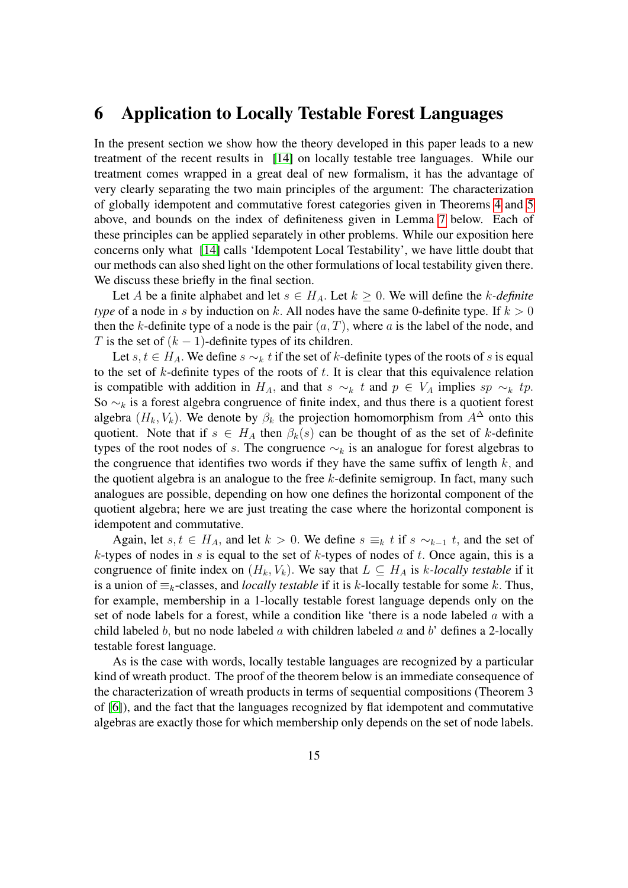# 6 Application to Locally Testable Forest Languages

In the present section we show how the theory developed in this paper leads to a new treatment of the recent results in [14] on locally testable tree languages. While our treatment comes wrapped in a great deal of new formalism, it has the advantage of very clearly separating the two main principles of the argument: The characterization of globally idempotent and commutative forest categories given in Theorems 4 and 5 above, and bounds on the index of definiteness given in Lemma 7 below. Each of these principles can be applied separately in other problems. While our exposition here concerns only what [14] calls 'Idempotent Local Testability', we have little doubt that our methods can also shed light on the other formulations of local testability given there. We discuss these briefly in the final section.

Let $A$ be a finite alphabet and let $s \in H_A$. Let $k \geq 0$. We will define the $k$-*definite type* of a node in $s$ by induction on $k$. All nodes have the same 0-definite type. If $k > 0$ then the $k$-definite type of a node is the pair $(a, T)$, where $a$ is the label of the node, and $T$ is the set of $(k-1)$-definite types of its children.

Let $s, t \in H_A$. We define $s \sim_k t$ if the set of $k$-definite types of the roots of $s$ is equal to the set of $k$-definite types of the roots of $t$. It is clear that this equivalence relation is compatible with addition in $H_A$, and that $s \sim_k t$ and $p \in V_A$ implies $sp \sim_k tp$. So $\sim_k$ is a forest algebra congruence of finite index, and thus there is a quotient forest algebra $(H_k, V_k)$. We denote by $\beta_k$ the projection homomorphism from $A^\Delta$ onto this quotient. Note that if $s \in H_A$ then $\beta_k(s)$ can be thought of as the set of $k$-definite types of the root nodes of $s$. The congruence $\sim_k$ is an analogue for forest algebras to the congruence that identifies two words if they have the same suffix of length $k$, and the quotient algebra is an analogue to the free $k$-definite semigroup. In fact, many such analogues are possible, depending on how one defines the horizontal component of the quotient algebra; here we are just treating the case where the horizontal component is idempotent and commutative.

Again, let $s, t \in H_A$, and let $k > 0$. We define $s \equiv_k t$ if $s \sim_{k-1} t$, and the set of $k$-types of nodes in $s$ is equal to the set of $k$-types of nodes of $t$. Once again, this is a congruence of finite index on $(H_k, V_k)$. We say that $L \subseteq H_A$ is $k$-*locally testable* if it is a union of $\equiv_k$-classes, and *locally testable* if it is $k$-locally testable for some $k$. Thus, for example, membership in a 1-locally testable forest language depends only on the set of node labels for a forest, while a condition like 'there is a node labeled $a$ with a child labeled $b$, but no node labeled $a$ with children labeled $a$ and $b$' defines a 2-locally testable forest language.

As is the case with words, locally testable languages are recognized by a particular kind of wreath product. The proof of the theorem below is an immediate consequence of the characterization of wreath products in terms of sequential compositions (Theorem 3 of [6]), and the fact that the languages recognized by flat idempotent and commutative algebras are exactly those for which membership only depends on the set of node labels.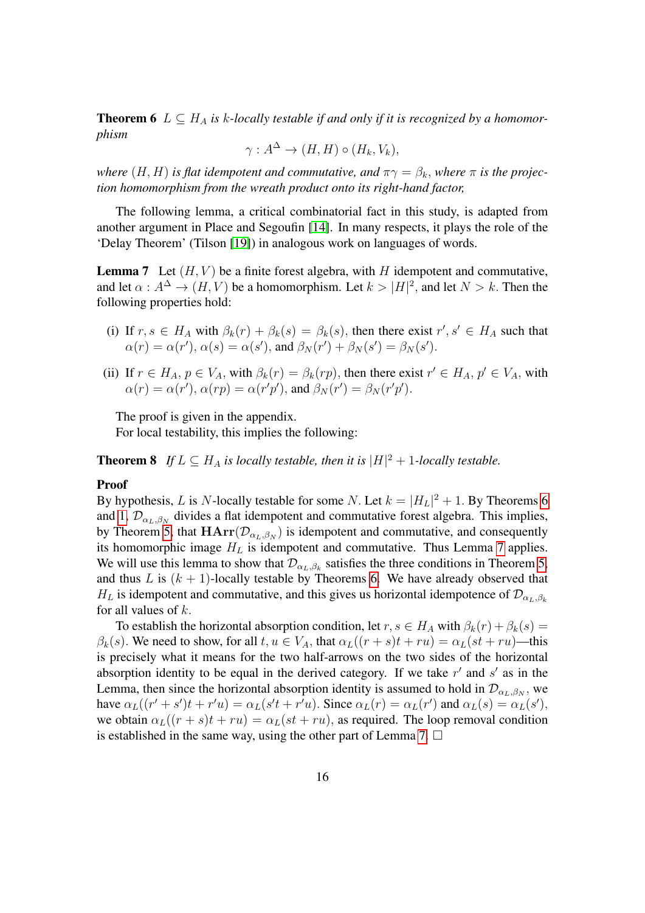**Theorem 6** *$L \subseteq H_A$ is $k$-locally testable if and only if it is recognized by a homomorphism*

$$\gamma : A^{\Delta} \to (H, H) \circ (H_k, V_k),$$

*where $(H, H)$ is flat idempotent and commutative, and $\pi\gamma = \beta_k$, where $\pi$ is the projection homomorphism from the wreath product onto its right-hand factor,*

The following lemma, a critical combinatorial fact in this study, is adapted from another argument in Place and Segoufin [14]. In many respects, it plays the role of the 'Delay Theorem' (Tilson [19]) in analogous work on languages of words.

**Lemma 7** Let $(H, V)$ be a finite forest algebra, with $H$ idempotent and commutative, and let $\alpha : A^{\Delta} \to (H, V)$ be a homomorphism. Let $k > |H|^2$, and let $N > k$. Then the following properties hold:

(i) If $r, s \in H_A$ with $\beta_k(r) + \beta_k(s) = \beta_k(s)$, then there exist $r', s' \in H_A$ such that $\alpha(r) = \alpha(r')$, $\alpha(s) = \alpha(s')$, and $\beta_N(r') + \beta_N(s') = \beta_N(s')$.

(ii) If $r \in H_A$, $p \in V_A$, with $\beta_k(r) = \beta_k(rp)$, then there exist $r' \in H_A$, $p' \in V_A$, with $\alpha(r) = \alpha(r')$, $\alpha(rp) = \alpha(r'p')$, and $\beta_N(r') = \beta_N(r'p')$.

The proof is given in the appendix.

For local testability, this implies the following:

**Theorem 8** *If $L \subseteq H_A$ is locally testable, then it is $|H|^2 + 1$-locally testable.*

**Proof**

By hypothesis, $L$ is $N$-locally testable for some $N$. Let $k = |H_L|^2 + 1$. By Theorems 6 and 1, $\mathcal{D}_{\alpha_L, \beta_N}$ divides a flat idempotent and commutative forest algebra. This implies, by Theorem 5, that $\mathbf{HArr}(\mathcal{D}_{\alpha_L, \beta_N})$ is idempotent and commutative, and consequently its homomorphic image $H_L$ is idempotent and commutative. Thus Lemma 7 applies. We will use this lemma to show that $\mathcal{D}_{\alpha_L, \beta_k}$ satisfies the three conditions in Theorem 5, and thus $L$ is $(k+1)$-locally testable by Theorems 6. We have already observed that $H_L$ is idempotent and commutative, and this gives us horizontal idempotence of $\mathcal{D}_{\alpha_L, \beta_k}$ for all values of $k$.

To establish the horizontal absorption condition, let $r, s \in H_A$ with $\beta_k(r) + \beta_k(s) = \beta_k(s)$. We need to show, for all $t, u \in V_A$, that $\alpha_L((r+s)t + ru) = \alpha_L(st + ru)$—this is precisely what it means for the two half-arrows on the two sides of the horizontal absorption identity to be equal in the derived category. If we take $r'$ and $s'$ as in the Lemma, then since the horizontal absorption identity is assumed to hold in $\mathcal{D}_{\alpha_L, \beta_N}$, we have $\alpha_L((r' + s')t + r'u) = \alpha_L(s't + r'u)$. Since $\alpha_L(r) = \alpha_L(r')$ and $\alpha_L(s) = \alpha_L(s')$, we obtain $\alpha_L((r + s)t + ru) = \alpha_L(st + ru)$, as required. The loop removal condition is established in the same way, using the other part of Lemma 7. $\square$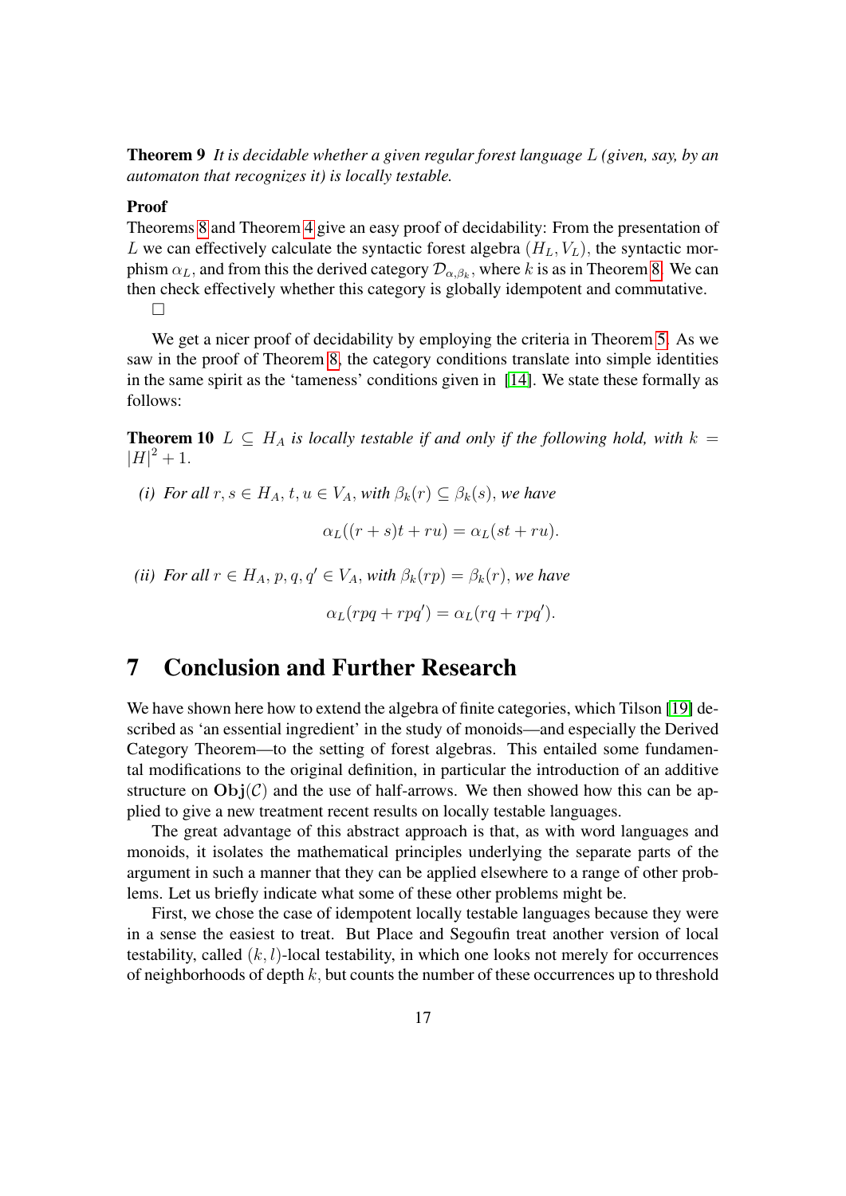**Theorem 9** *It is decidable whether a given regular forest language $L$ (given, say, by an automaton that recognizes it) is locally testable.*

**Proof**
Theorems 8 and Theorem 4 give an easy proof of decidability: From the presentation of $L$ we can effectively calculate the syntactic forest algebra $(H_L, V_L)$, the syntactic morphism $\alpha_L$, and from this the derived category $\mathcal{D}_{\alpha,\beta_k}$, where $k$ is as in Theorem 8. We can then check effectively whether this category is globally idempotent and commutative.
□

We get a nicer proof of decidability by employing the criteria in Theorem 5. As we saw in the proof of Theorem 8, the category conditions translate into simple identities in the same spirit as the 'tameness' conditions given in [14]. We state these formally as follows:

**Theorem 10** *$L \subseteq H_A$ is locally testable if and only if the following hold, with $k = |H|^2 + 1$.*

*(i) For all $r, s \in H_A$, $t, u \in V_A$, with $\beta_k(r) \subseteq \beta_k(s)$, we have*

$$\alpha_L((r + s)t + ru) = \alpha_L(st + ru).$$

*(ii) For all $r \in H_A$, $p, q, q' \in V_A$, with $\beta_k(rp) = \beta_k(r)$, we have*

$$\alpha_L(rpq + rpq') = \alpha_L(rq + rpq').$$

# 7 Conclusion and Further Research

We have shown here how to extend the algebra of finite categories, which Tilson [19] described as 'an essential ingredient' in the study of monoids—and especially the Derived Category Theorem—to the setting of forest algebras. This entailed some fundamental modifications to the original definition, in particular the introduction of an additive structure on $\mathbf{Obj}(\mathcal{C})$ and the use of half-arrows. We then showed how this can be applied to give a new treatment recent results on locally testable languages.

The great advantage of this abstract approach is that, as with word languages and monoids, it isolates the mathematical principles underlying the separate parts of the argument in such a manner that they can be applied elsewhere to a range of other problems. Let us briefly indicate what some of these other problems might be.

First, we chose the case of idempotent locally testable languages because they were in a sense the easiest to treat. But Place and Segoufin treat another version of local testability, called $(k, l)$-local testability, in which one looks not merely for occurrences of neighborhoods of depth $k$, but counts the number of these occurrences up to threshold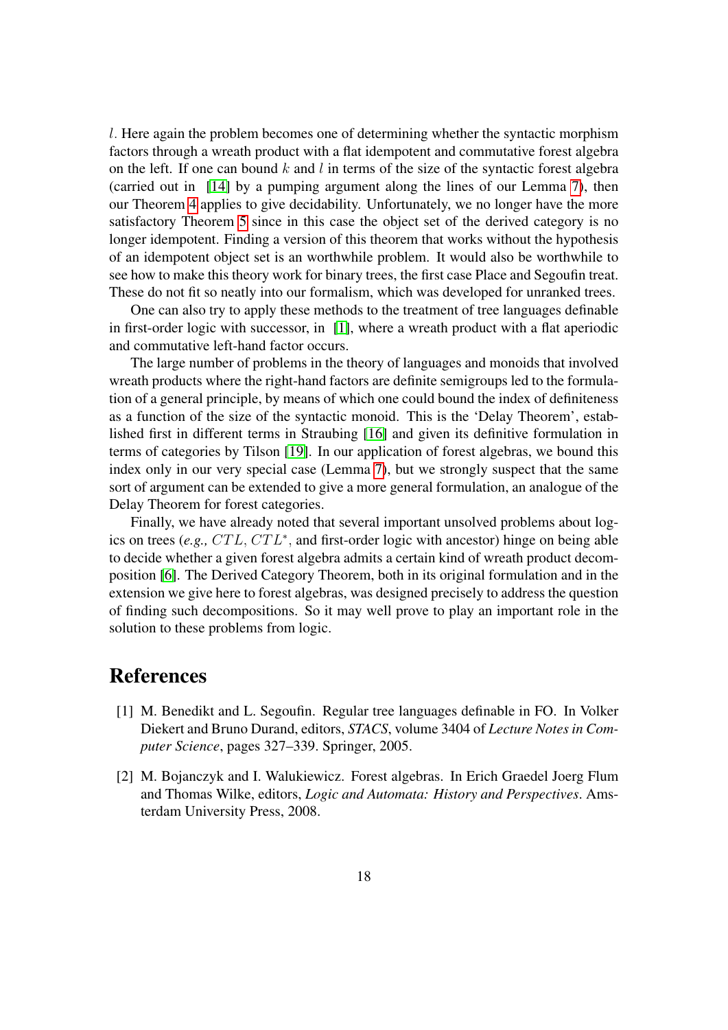$l$. Here again the problem becomes one of determining whether the syntactic morphism factors through a wreath product with a flat idempotent and commutative forest algebra on the left. If one can bound $k$ and $l$ in terms of the size of the syntactic forest algebra (carried out in [14] by a pumping argument along the lines of our Lemma 7), then our Theorem 4 applies to give decidability. Unfortunately, we no longer have the more satisfactory Theorem 5 since in this case the object set of the derived category is no longer idempotent. Finding a version of this theorem that works without the hypothesis of an idempotent object set is an worthwhile problem. It would also be worthwhile to see how to make this theory work for binary trees, the first case Place and Segoufin treat. These do not fit so neatly into our formalism, which was developed for unranked trees.

One can also try to apply these methods to the treatment of tree languages definable in first-order logic with successor, in [1], where a wreath product with a flat aperiodic and commutative left-hand factor occurs.

The large number of problems in the theory of languages and monoids that involved wreath products where the right-hand factors are definite semigroups led to the formulation of a general principle, by means of which one could bound the index of definiteness as a function of the size of the syntactic monoid. This is the 'Delay Theorem', established first in different terms in Straubing [16] and given its definitive formulation in terms of categories by Tilson [19]. In our application of forest algebras, we bound this index only in our very special case (Lemma 7), but we strongly suspect that the same sort of argument can be extended to give a more general formulation, an analogue of the Delay Theorem for forest categories.

Finally, we have already noted that several important unsolved problems about logics on trees (*e.g.,* $CTL$, $CTL^*$, and first-order logic with ancestor) hinge on being able to decide whether a given forest algebra admits a certain kind of wreath product decomposition [6]. The Derived Category Theorem, both in its original formulation and in the extension we give here to forest algebras, was designed precisely to address the question of finding such decompositions. So it may well prove to play an important role in the solution to these problems from logic.

# References

[1] M. Benedikt and L. Segoufin. Regular tree languages definable in FO. In Volker Diekert and Bruno Durand, editors, *STACS*, volume 3404 of *Lecture Notes in Computer Science*, pages 327–339. Springer, 2005.

[2] M. Bojanczyk and I. Walukiewicz. Forest algebras. In Erich Graedel Joerg Flum and Thomas Wilke, editors, *Logic and Automata: History and Perspectives*. Amsterdam University Press, 2008.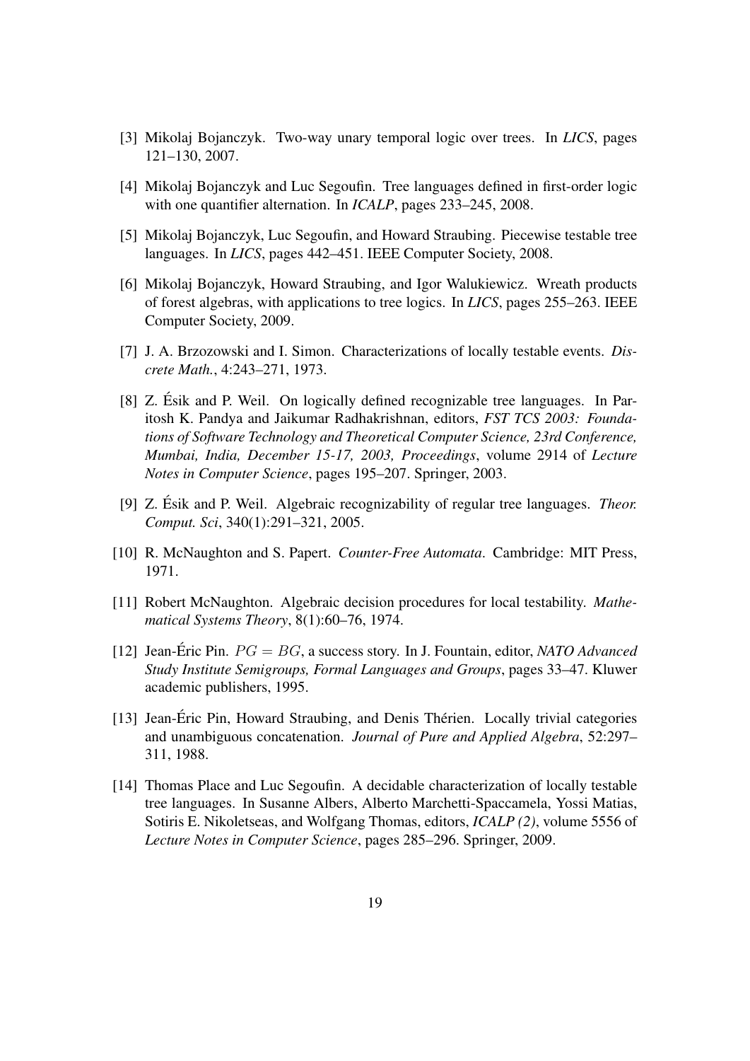[3] Mikolaj Bojanczyk. Two-way unary temporal logic over trees. In *LICS*, pages 121–130, 2007.

[4] Mikolaj Bojanczyk and Luc Segoufin. Tree languages defined in first-order logic with one quantifier alternation. In *ICALP*, pages 233–245, 2008.

[5] Mikolaj Bojanczyk, Luc Segoufin, and Howard Straubing. Piecewise testable tree languages. In *LICS*, pages 442–451. IEEE Computer Society, 2008.

[6] Mikolaj Bojanczyk, Howard Straubing, and Igor Walukiewicz. Wreath products of forest algebras, with applications to tree logics. In *LICS*, pages 255–263. IEEE Computer Society, 2009.

[7] J. A. Brzozowski and I. Simon. Characterizations of locally testable events. *Discrete Math.*, 4:243–271, 1973.

[8] Z. Ésik and P. Weil. On logically defined recognizable tree languages. In Paritosh K. Pandya and Jaikumar Radhakrishnan, editors, *FST TCS 2003: Foundations of Software Technology and Theoretical Computer Science, 23rd Conference, Mumbai, India, December 15-17, 2003, Proceedings*, volume 2914 of *Lecture Notes in Computer Science*, pages 195–207. Springer, 2003.

[9] Z. Ésik and P. Weil. Algebraic recognizability of regular tree languages. *Theor. Comput. Sci*, 340(1):291–321, 2005.

[10] R. McNaughton and S. Papert. *Counter-Free Automata*. Cambridge: MIT Press, 1971.

[11] Robert McNaughton. Algebraic decision procedures for local testability. *Mathematical Systems Theory*, 8(1):60–76, 1974.

[12] Jean-Éric Pin. $PG = BG$, a success story. In J. Fountain, editor, *NATO Advanced Study Institute Semigroups, Formal Languages and Groups*, pages 33–47. Kluwer academic publishers, 1995.

[13] Jean-Éric Pin, Howard Straubing, and Denis Thérien. Locally trivial categories and unambiguous concatenation. *Journal of Pure and Applied Algebra*, 52:297–311, 1988.

[14] Thomas Place and Luc Segoufin. A decidable characterization of locally testable tree languages. In Susanne Albers, Alberto Marchetti-Spaccamela, Yossi Matias, Sotiris E. Nikoletseas, and Wolfgang Thomas, editors, *ICALP (2)*, volume 5556 of *Lecture Notes in Computer Science*, pages 285–296. Springer, 2009.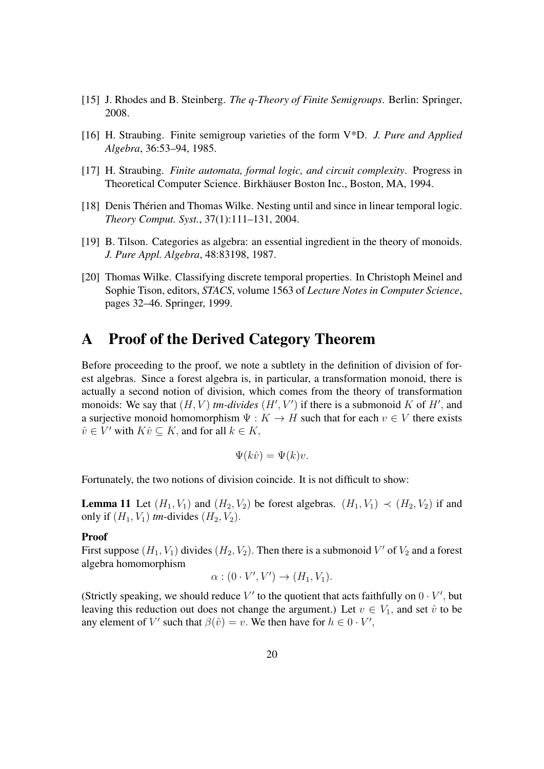[15] J. Rhodes and B. Steinberg. *The q-Theory of Finite Semigroups*. Berlin: Springer, 2008.

[16] H. Straubing. Finite semigroup varieties of the form V*D. *J. Pure and Applied Algebra*, 36:53–94, 1985.

[17] H. Straubing. *Finite automata, formal logic, and circuit complexity*. Progress in Theoretical Computer Science. Birkhäuser Boston Inc., Boston, MA, 1994.

[18] Denis Thérien and Thomas Wilke. Nesting until and since in linear temporal logic. *Theory Comput. Syst.*, 37(1):111–131, 2004.

[19] B. Tilson. Categories as algebra: an essential ingredient in the theory of monoids. *J. Pure Appl. Algebra*, 48:83198, 1987.

[20] Thomas Wilke. Classifying discrete temporal properties. In Christoph Meinel and Sophie Tison, editors, *STACS*, volume 1563 of *Lecture Notes in Computer Science*, pages 32–46. Springer, 1999.

# A Proof of the Derived Category Theorem

Before proceeding to the proof, we note a subtlety in the definition of division of forest algebras. Since a forest algebra is, in particular, a transformation monoid, there is actually a second notion of division, which comes from the theory of transformation monoids: We say that $(H, V)$ *tm-divides* $(H', V')$ if there is a submonoid $K$ of $H'$, and a surjective monoid homomorphism $\Psi : K \to H$ such that for each $v \in V$ there exists $\hat{v} \in V'$ with $K\hat{v} \subseteq K$, and for all $k \in K$,

$$\Psi(k\hat{v}) = \Psi(k)v.$$

Fortunately, the two notions of division coincide. It is not difficult to show:

**Lemma 11** Let $(H_1, V_1)$ and $(H_2, V_2)$ be forest algebras. $(H_1, V_1) \prec (H_2, V_2)$ if and only if $(H_1, V_1)$ *tm*-divides $(H_2, V_2)$.

**Proof**
First suppose $(H_1, V_1)$ divides $(H_2, V_2)$. Then there is a submonoid $V'$ of $V_2$ and a forest algebra homomorphism

$$\alpha : (0 \cdot V', V') \to (H_1, V_1).$$

(Strictly speaking, we should reduce $V'$ to the quotient that acts faithfully on $0 \cdot V'$, but leaving this reduction out does not change the argument.) Let $v \in V_1$, and set $\hat{v}$ to be any element of $V'$ such that $\beta(\hat{v}) = v$. We then have for $h \in 0 \cdot V'$,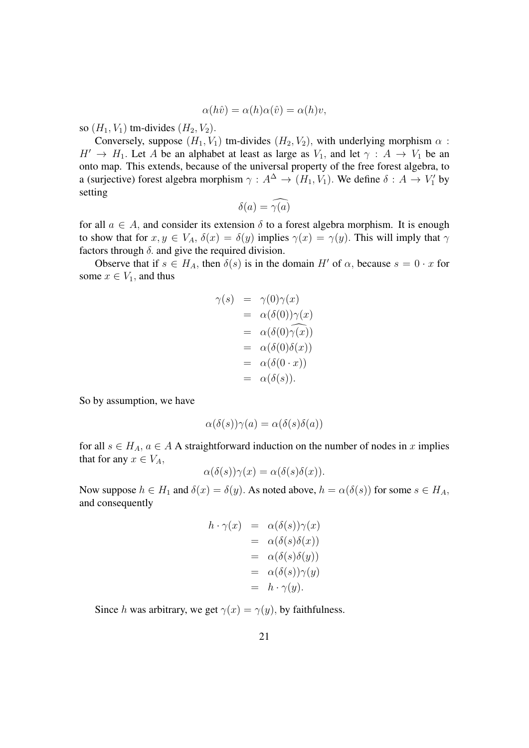$$\alpha(h\hat{v}) = \alpha(h)\alpha(\hat{v}) = \alpha(h)v,$$

so $(H_1, V_1)$ tm-divides $(H_2, V_2)$.

Conversely, suppose $(H_1, V_1)$ tm-divides $(H_2, V_2)$, with underlying morphism $\alpha : H' \to H_1$. Let $A$ be an alphabet at least as large as $V_1$, and let $\gamma : A \to V_1$ be an onto map. This extends, because of the universal property of the free forest algebra, to a (surjective) forest algebra morphism $\gamma : A^\Delta \to (H_1, V_1)$. We define $\delta : A \to V_1'$ by setting

$$\delta(a) = \widehat{\gamma(a)}$$

for all $a \in A$, and consider its extension $\delta$ to a forest algebra morphism. It is enough to show that for $x, y \in V_A$, $\delta(x) = \delta(y)$ implies $\gamma(x) = \gamma(y)$. This will imply that $\gamma$ factors through $\delta$. and give the required division.

Observe that if $s \in H_A$, then $\delta(s)$ is in the domain $H'$ of $\alpha$, because $s = 0 \cdot x$ for some $x \in V_1$, and thus

$$\begin{aligned}
\gamma(s) &= \gamma(0)\gamma(x) \\
&= \alpha(\delta(0))\gamma(x) \\
&= \alpha(\delta(0)\widehat{\gamma(x)}) \\
&= \alpha(\delta(0)\delta(x)) \\
&= \alpha(\delta(0 \cdot x)) \\
&= \alpha(\delta(s)).
\end{aligned}$$

So by assumption, we have

$$\alpha(\delta(s))\gamma(a) = \alpha(\delta(s)\delta(a))$$

for all $s \in H_A$, $a \in A$ A straightforward induction on the number of nodes in $x$ implies that for any $x \in V_A$,

$$\alpha(\delta(s))\gamma(x) = \alpha(\delta(s)\delta(x)).$$

Now suppose $h \in H_1$ and $\delta(x) = \delta(y)$. As noted above, $h = \alpha(\delta(s))$ for some $s \in H_A$, and consequently

$$\begin{aligned}
h \cdot \gamma(x) &= \alpha(\delta(s))\gamma(x) \\
&= \alpha(\delta(s)\delta(x)) \\
&= \alpha(\delta(s)\delta(y)) \\
&= \alpha(\delta(s))\gamma(y) \\
&= h \cdot \gamma(y).
\end{aligned}$$

Since $h$ was arbitrary, we get $\gamma(x) = \gamma(y)$, by faithfulness.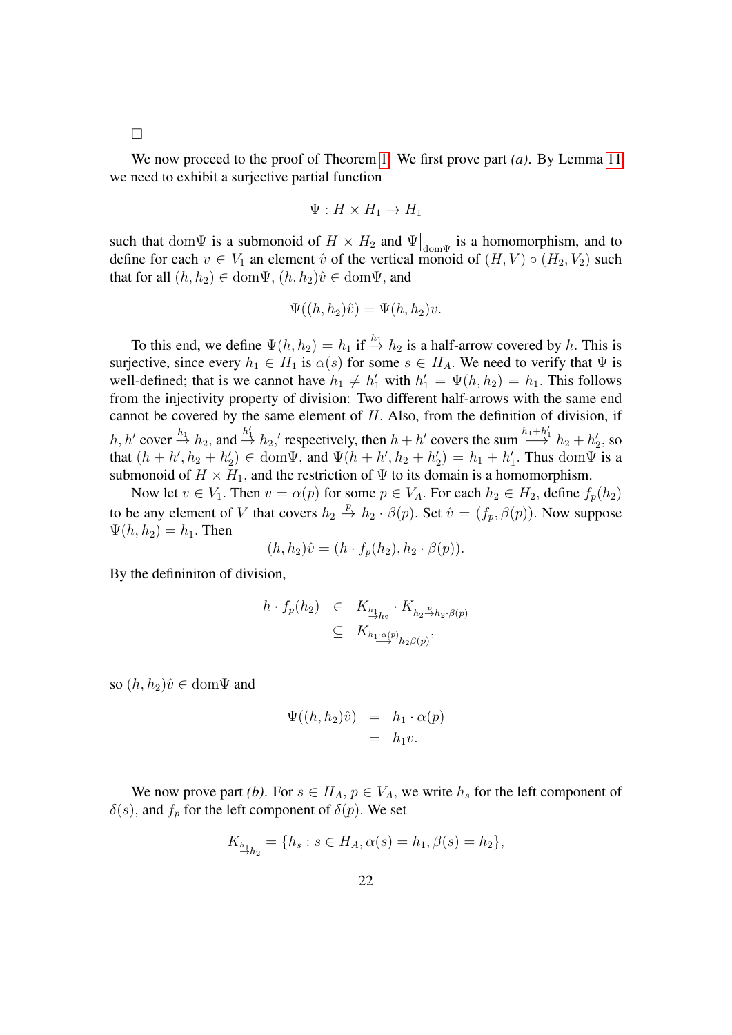□

We now proceed to the proof of Theorem 1. We first prove part *(a)*. By Lemma 11 we need to exhibit a surjective partial function

$$\Psi : H \times H_1 \to H_1$$

such that $\mathrm{dom}\Psi$ is a submonoid of $H \times H_2$ and $\Psi\big|_{\mathrm{dom}\Psi}$ is a homomorphism, and to define for each $v \in V_1$ an element $\hat{v}$ of the vertical monoid of $(H, V) \circ (H_2, V_2)$ such that for all $(h, h_2) \in \mathrm{dom}\Psi$, $(h, h_2)\hat{v} \in \mathrm{dom}\Psi$, and

$$\Psi((h, h_2)\hat{v}) = \Psi(h, h_2)v.$$

To this end, we define $\Psi(h, h_2) = h_1$ if $\stackrel{h_1}{\to} h_2$ is a half-arrow covered by $h$. This is surjective, since every $h_1 \in H_1$ is $\alpha(s)$ for some $s \in H_A$. We need to verify that $\Psi$ is well-defined; that is we cannot have $h_1 \neq h_1'$ with $h_1' = \Psi(h, h_2) = h_1$. This follows from the injectivity property of division: Two different half-arrows with the same end cannot be covered by the same element of $H$. Also, from the definition of division, if $h, h'$ cover $\stackrel{h_1}{\to} h_2$, and $\stackrel{h_1'}{\to} h_2$,' respectively, then $h + h'$ covers the sum $\stackrel{h_1+h_1'}{\longrightarrow} h_2 + h_2'$, so that $(h + h', h_2 + h_2') \in \mathrm{dom}\Psi$, and $\Psi(h + h', h_2 + h_2') = h_1 + h_1'$. Thus $\mathrm{dom}\Psi$ is a submonoid of $H \times H_1$, and the restriction of $\Psi$ to its domain is a homomorphism.

Now let $v \in V_1$. Then $v = \alpha(p)$ for some $p \in V_A$. For each $h_2 \in H_2$, define $f_p(h_2)$ to be any element of $V$ that covers $h_2 \stackrel{p}{\to} h_2 \cdot \beta(p)$. Set $\hat{v} = (f_p, \beta(p))$. Now suppose $\Psi(h, h_2) = h_1$. Then

$$(h, h_2)\hat{v} = (h \cdot f_p(h_2), h_2 \cdot \beta(p)).$$

By the defininiton of division,

$$\begin{aligned} h \cdot f_p(h_2) &\in K_{\stackrel{h_1}{\to} h_2} \cdot K_{h_2 \stackrel{p}{\to} h_2 \cdot \beta(p)} \\ &\subseteq K_{h_1 \stackrel{\cdot \alpha(p)}{\longrightarrow} h_2 \beta(p)}, \end{aligned}$$

so $(h, h_2)\hat{v} \in \mathrm{dom}\Psi$ and

$$\begin{aligned} \Psi((h, h_2)\hat{v}) &= h_1 \cdot \alpha(p) \\ &= h_1 v. \end{aligned}$$

We now prove part *(b)*. For $s \in H_A$, $p \in V_A$, we write $h_s$ for the left component of $\delta(s)$, and $f_p$ for the left component of $\delta(p)$. We set

$$K_{\stackrel{h_1}{\to} h_2} = \{h_s : s \in H_A, \alpha(s) = h_1, \beta(s) = h_2\},$$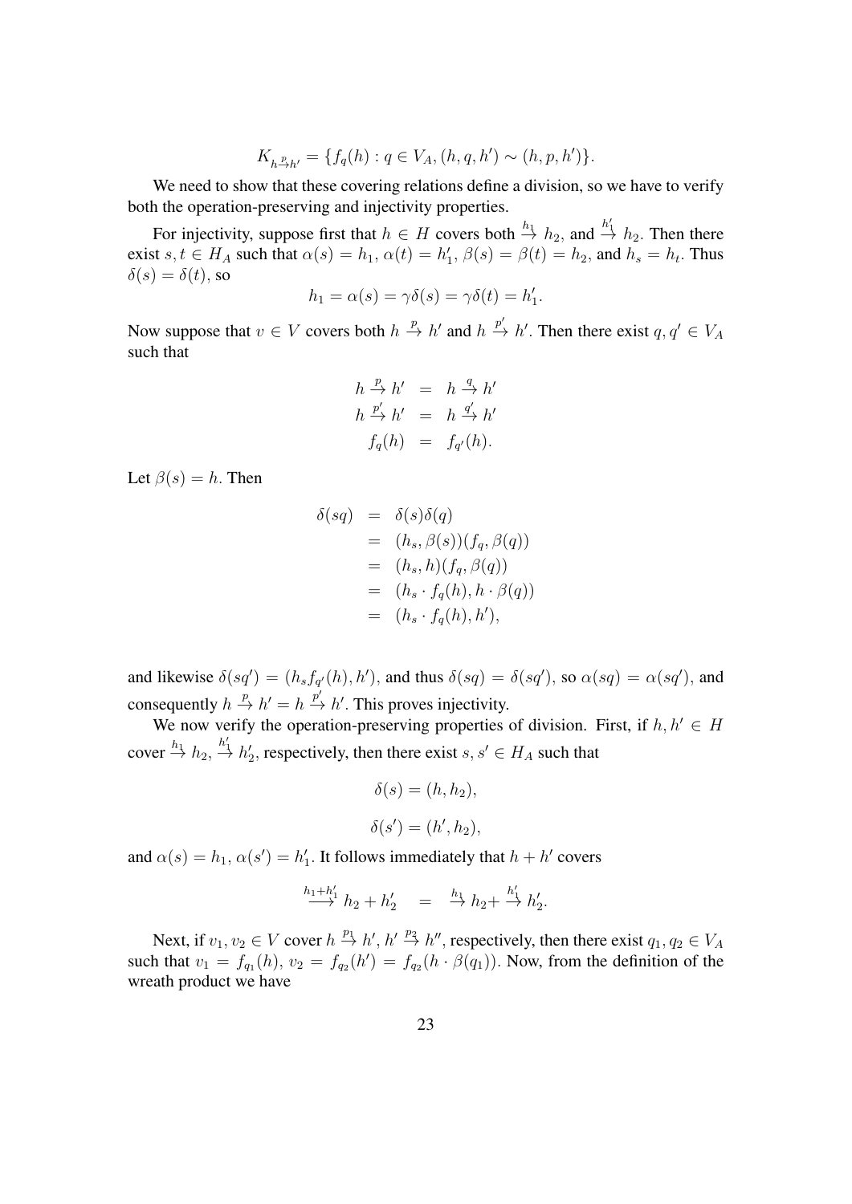$$K_{h \xrightarrow{p} h'} = \{f_q(h) : q \in V_A, (h, q, h') \sim (h, p, h')\}.$$

We need to show that these covering relations define a division, so we have to verify both the operation-preserving and injectivity properties.

For injectivity, suppose first that $h \in H$ covers both $\xrightarrow{h_1} h_2$, and $\xrightarrow{h_1'} h_2$. Then there exist $s, t \in H_A$ such that $\alpha(s) = h_1$, $\alpha(t) = h_1'$, $\beta(s) = \beta(t) = h_2$, and $h_s = h_t$. Thus $\delta(s) = \delta(t)$, so

$$h_1 = \alpha(s) = \gamma\delta(s) = \gamma\delta(t) = h_1'.$$

Now suppose that $v \in V$ covers both $h \xrightarrow{p} h'$ and $h \xrightarrow{p'} h'$. Then there exist $q, q' \in V_A$ such that

$$\begin{aligned} h \xrightarrow{p} h' &= h \xrightarrow{q} h' \\ h \xrightarrow{p'} h' &= h \xrightarrow{q'} h' \\ f_q(h) &= f_{q'}(h). \end{aligned}$$

Let $\beta(s) = h$. Then

$$\begin{aligned} \delta(sq) &= \delta(s)\delta(q) \\ &= (h_s, \beta(s))(f_q, \beta(q)) \\ &= (h_s, h)(f_q, \beta(q)) \\ &= (h_s \cdot f_q(h), h \cdot \beta(q)) \\ &= (h_s \cdot f_q(h), h'), \end{aligned}$$

and likewise $\delta(sq') = (h_s f_{q'}(h), h')$, and thus $\delta(sq) = \delta(sq')$, so $\alpha(sq) = \alpha(sq')$, and consequently $h \xrightarrow{p} h' = h \xrightarrow{p'} h'$. This proves injectivity.

We now verify the operation-preserving properties of division. First, if $h, h' \in H$ cover $\xrightarrow{h_1} h_2$, $\xrightarrow{h_1'} h_2'$, respectively, then there exist $s, s' \in H_A$ such that

$$\delta(s) = (h, h_2),$$

$$\delta(s') = (h', h_2),$$

and $\alpha(s) = h_1$, $\alpha(s') = h_1'$. It follows immediately that $h + h'$ covers

$$\xrightarrow{h_1 + h_1'} h_2 + h_2' \quad = \quad \xrightarrow{h_1} h_2 + \xrightarrow{h_1'} h_2'.$$

Next, if $v_1, v_2 \in V$ cover $h \xrightarrow{p_1} h'$, $h' \xrightarrow{p_2} h''$, respectively, then there exist $q_1, q_2 \in V_A$ such that $v_1 = f_{q_1}(h)$, $v_2 = f_{q_2}(h') = f_{q_2}(h \cdot \beta(q_1))$. Now, from the definition of the wreath product we have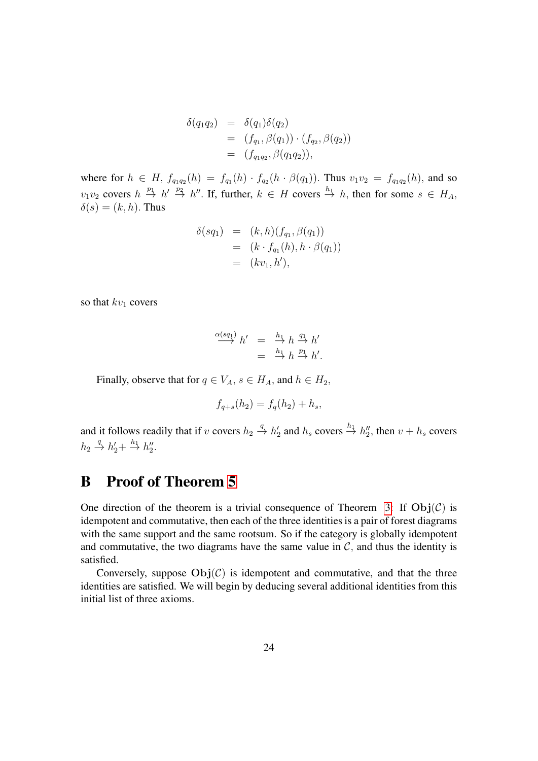$$
\begin{aligned}
\delta(q_1 q_2) &= \delta(q_1)\delta(q_2) \\
&= (f_{q_1}, \beta(q_1)) \cdot (f_{q_2}, \beta(q_2)) \\
&= (f_{q_1 q_2}, \beta(q_1 q_2)),
\end{aligned}
$$

where for $h \in H$, $f_{q_1 q_2}(h) = f_{q_1}(h) \cdot f_{q_2}(h \cdot \beta(q_1))$. Thus $v_1 v_2 = f_{q_1 q_2}(h)$, and so $v_1 v_2$ covers $h \xrightarrow{p_1} h' \xrightarrow{p_2} h''$. If, further, $k \in H$ covers $\xrightarrow{h_1} h$, then for some $s \in H_A$, $\delta(s) = (k, h)$. Thus

$$
\begin{aligned}
\delta(s q_1) &= (k, h)(f_{q_1}, \beta(q_1)) \\
&= (k \cdot f_{q_1}(h), h \cdot \beta(q_1)) \\
&= (k v_1, h'),
\end{aligned}
$$

so that $k v_1$ covers

$$
\begin{aligned}
\xrightarrow{\alpha(s q_1)} h' &= \xrightarrow{h_1} h \xrightarrow{q_1} h' \\
&= \xrightarrow{h_1} h \xrightarrow{p_1} h'.
\end{aligned}
$$

Finally, observe that for $q \in V_A$, $s \in H_A$, and $h \in H_2$,

$$
f_{q+s}(h_2) = f_q(h_2) + h_s,
$$

and it follows readily that if $v$ covers $h_2 \xrightarrow{q} h_2'$ and $h_s$ covers $\xrightarrow{h_1} h_2''$, then $v + h_s$ covers $h_2 \xrightarrow{q} h_2' + \xrightarrow{h_1} h_2''$.

# B Proof of Theorem 5

One direction of the theorem is a trivial consequence of Theorem 3: If $\mathbf{Obj}(\mathcal{C})$ is idempotent and commutative, then each of the three identities is a pair of forest diagrams with the same support and the same rootsum. So if the category is globally idempotent and commutative, the two diagrams have the same value in $\mathcal{C}$, and thus the identity is satisfied.

Conversely, suppose $\mathbf{Obj}(\mathcal{C})$ is idempotent and commutative, and that the three identities are satisfied. We will begin by deducing several additional identities from this initial list of three axioms.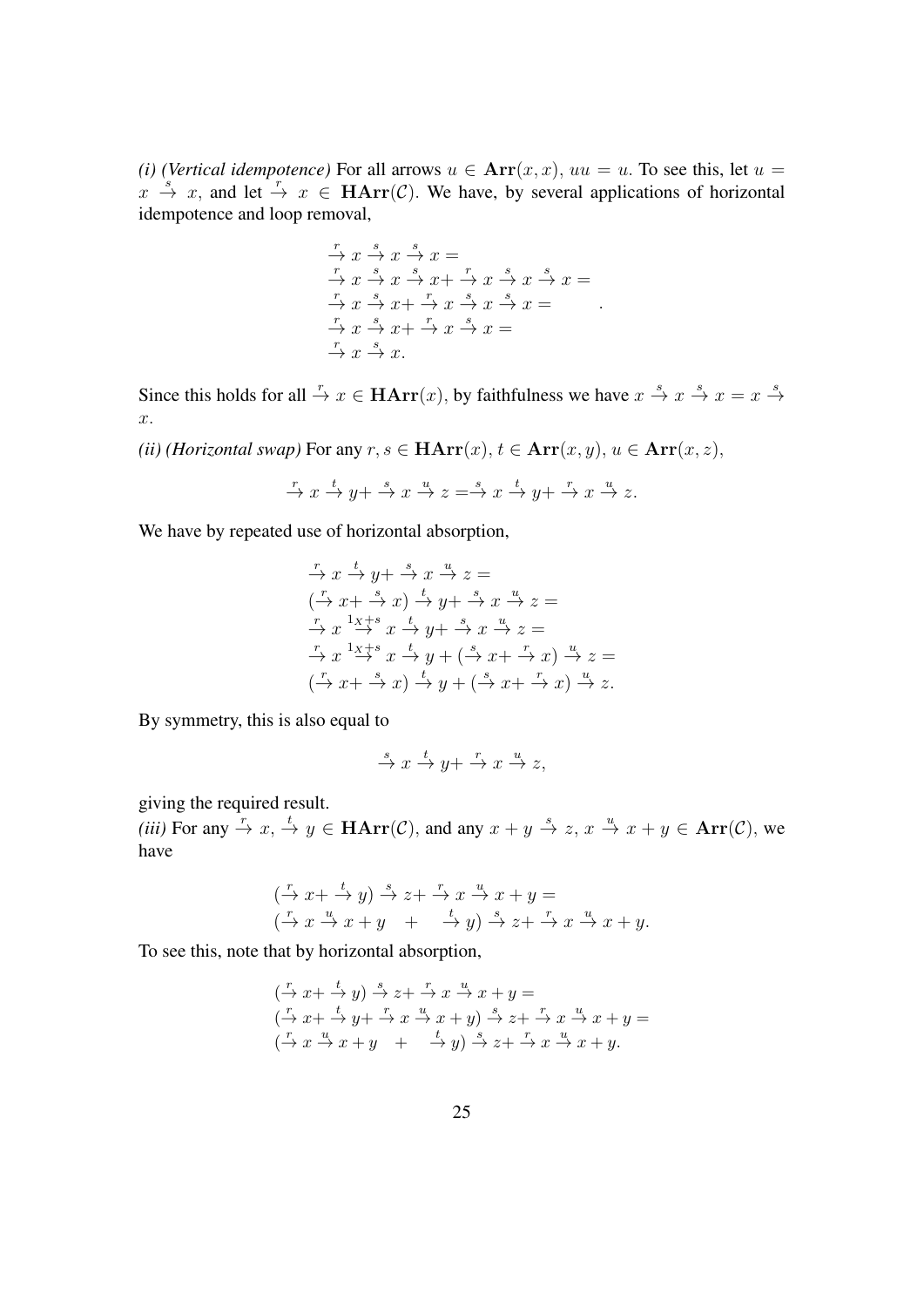*(i) (Vertical idempotence)* For all arrows $u \in \mathbf{Arr}(x,x)$, $uu = u$. To see this, let $u = x \xrightarrow{s} x$, and let $\xrightarrow{r} x \in \mathbf{HArr}(\mathcal{C})$. We have, by several applications of horizontal idempotence and loop removal,

$$
\begin{array}{l}
\xrightarrow{r} x \xrightarrow{s} x \xrightarrow{s} x = \\
\xrightarrow{r} x \xrightarrow{s} x \xrightarrow{s} x + \xrightarrow{r} x \xrightarrow{s} x \xrightarrow{s} x = \\
\xrightarrow{r} x \xrightarrow{s} x + \xrightarrow{r} x \xrightarrow{s} x \xrightarrow{s} x = \\
\xrightarrow{r} x \xrightarrow{s} x + \xrightarrow{r} x \xrightarrow{s} x = \\
\xrightarrow{r} x \xrightarrow{s} x.
\end{array}
.
$$

Since this holds for all $\xrightarrow{r} x \in \mathbf{HArr}(x)$, by faithfulness we have $x \xrightarrow{s} x \xrightarrow{s} x = x \xrightarrow{s} x$.

*(ii) (Horizontal swap)* For any $r, s \in \mathbf{HArr}(x)$, $t \in \mathbf{Arr}(x,y)$, $u \in \mathbf{Arr}(x,z)$,

$$\xrightarrow{r} x \xrightarrow{t} y + \xrightarrow{s} x \xrightarrow{u} z = \xrightarrow{s} x \xrightarrow{t} y + \xrightarrow{r} x \xrightarrow{u} z.$$

We have by repeated use of horizontal absorption,

$$
\begin{array}{l}
\xrightarrow{r} x \xrightarrow{t} y + \xrightarrow{s} x \xrightarrow{u} z = \\
(\xrightarrow{r} x + \xrightarrow{s} x) \xrightarrow{t} y + \xrightarrow{s} x \xrightarrow{u} z = \\
\xrightarrow{r} x \xrightarrow{1_X + s} x \xrightarrow{t} y + \xrightarrow{s} x \xrightarrow{u} z = \\
\xrightarrow{r} x \xrightarrow{1_X + s} x \xrightarrow{t} y + (\xrightarrow{s} x + \xrightarrow{r} x) \xrightarrow{u} z = \\
(\xrightarrow{r} x + \xrightarrow{s} x) \xrightarrow{t} y + (\xrightarrow{s} x + \xrightarrow{r} x) \xrightarrow{u} z.
\end{array}
$$

By symmetry, this is also equal to

$$\xrightarrow{s} x \xrightarrow{t} y + \xrightarrow{r} x \xrightarrow{u} z,$$

giving the required result.

*(iii)* For any $\xrightarrow{r} x, \xrightarrow{t} y \in \mathbf{HArr}(\mathcal{C})$, and any $x + y \xrightarrow{s} z$, $x \xrightarrow{u} x + y \in \mathbf{Arr}(\mathcal{C})$, we have

$$
\begin{array}{l}
(\xrightarrow{r} x + \xrightarrow{t} y) \xrightarrow{s} z + \xrightarrow{r} x \xrightarrow{u} x + y = \\
(\xrightarrow{r} x \xrightarrow{u} x + y \quad + \quad \xrightarrow{t} y) \xrightarrow{s} z + \xrightarrow{r} x \xrightarrow{u} x + y.
\end{array}
$$

To see this, note that by horizontal absorption,

$$
\begin{array}{l}
(\xrightarrow{r} x + \xrightarrow{t} y) \xrightarrow{s} z + \xrightarrow{r} x \xrightarrow{u} x + y = \\
(\xrightarrow{r} x + \xrightarrow{t} y + \xrightarrow{r} x \xrightarrow{u} x + y) \xrightarrow{s} z + \xrightarrow{r} x \xrightarrow{u} x + y = \\
(\xrightarrow{r} x \xrightarrow{u} x + y \quad + \quad \xrightarrow{t} y) \xrightarrow{s} z + \xrightarrow{r} x \xrightarrow{u} x + y.
\end{array}
$$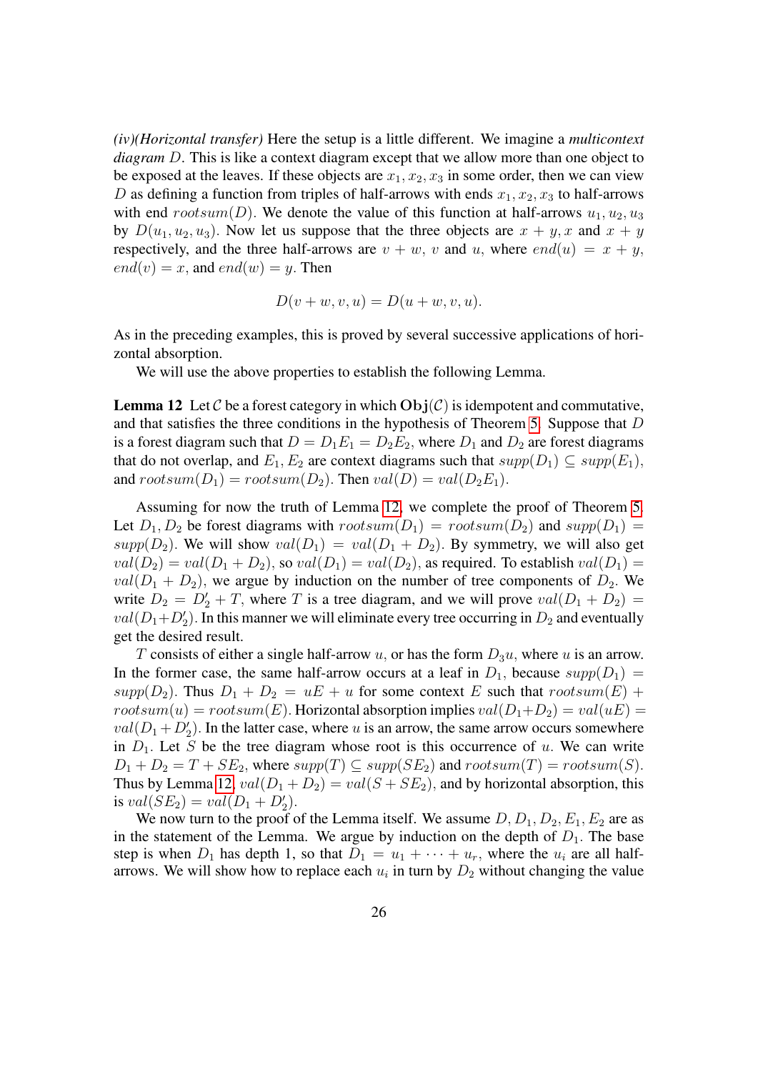*(iv)(Horizontal transfer)* Here the setup is a little different. We imagine a *multicontext diagram* $D$. This is like a context diagram except that we allow more than one object to be exposed at the leaves. If these objects are $x_1, x_2, x_3$ in some order, then we can view $D$ as defining a function from triples of half-arrows with ends $x_1, x_2, x_3$ to half-arrows with end $rootsum(D)$. We denote the value of this function at half-arrows $u_1, u_2, u_3$ by $D(u_1, u_2, u_3)$. Now let us suppose that the three objects are $x + y, x$ and $x + y$ respectively, and the three half-arrows are $v + w$, $v$ and $u$, where $end(u) = x + y$, $end(v) = x$, and $end(w) = y$. Then

$$D(v + w, v, u) = D(u + w, v, u).$$

As in the preceding examples, this is proved by several successive applications of horizontal absorption.

We will use the above properties to establish the following Lemma.

**Lemma 12** Let $\mathcal{C}$ be a forest category in which $\mathbf{Obj}(\mathcal{C})$ is idempotent and commutative, and that satisfies the three conditions in the hypothesis of Theorem 5. Suppose that $D$ is a forest diagram such that $D = D_1E_1 = D_2E_2$, where $D_1$ and $D_2$ are forest diagrams that do not overlap, and $E_1, E_2$ are context diagrams such that $supp(D_1) \subseteq supp(E_1)$, and $rootsum(D_1) = rootsum(D_2)$. Then $val(D) = val(D_2E_1)$.

Assuming for now the truth of Lemma 12, we complete the proof of Theorem 5. Let $D_1, D_2$ be forest diagrams with $rootsum(D_1) = rootsum(D_2)$ and $supp(D_1) = supp(D_2)$. We will show $val(D_1) = val(D_1 + D_2)$. By symmetry, we will also get $val(D_2) = val(D_1 + D_2)$, so $val(D_1) = val(D_2)$, as required. To establish $val(D_1) = val(D_1 + D_2)$, we argue by induction on the number of tree components of $D_2$. We write $D_2 = D_2' + T$, where $T$ is a tree diagram, and we will prove $val(D_1 + D_2) = val(D_1 + D_2')$. In this manner we will eliminate every tree occurring in $D_2$ and eventually get the desired result.

$T$ consists of either a single half-arrow $u$, or has the form $D_3u$, where $u$ is an arrow. In the former case, the same half-arrow occurs at a leaf in $D_1$, because $supp(D_1) = supp(D_2)$. Thus $D_1 + D_2 = uE + u$ for some context $E$ such that $rootsum(E) + rootsum(u) = rootsum(E)$. Horizontal absorption implies $val(D_1 + D_2) = val(uE) = val(D_1 + D_2')$. In the latter case, where $u$ is an arrow, the same arrow occurs somewhere in $D_1$. Let $S$ be the tree diagram whose root is this occurrence of $u$. We can write $D_1 + D_2 = T + SE_2$, where $supp(T) \subseteq supp(SE_2)$ and $rootsum(T) = rootsum(S)$. Thus by Lemma 12, $val(D_1 + D_2) = val(S + SE_2)$, and by horizontal absorption, this is $val(SE_2) = val(D_1 + D_2')$.

We now turn to the proof of the Lemma itself. We assume $D, D_1, D_2, E_1, E_2$ are as in the statement of the Lemma. We argue by induction on the depth of $D_1$. The base step is when $D_1$ has depth 1, so that $D_1 = u_1 + \cdots + u_r$, where the $u_i$ are all half-arrows. We will show how to replace each $u_i$ in turn by $D_2$ without changing the value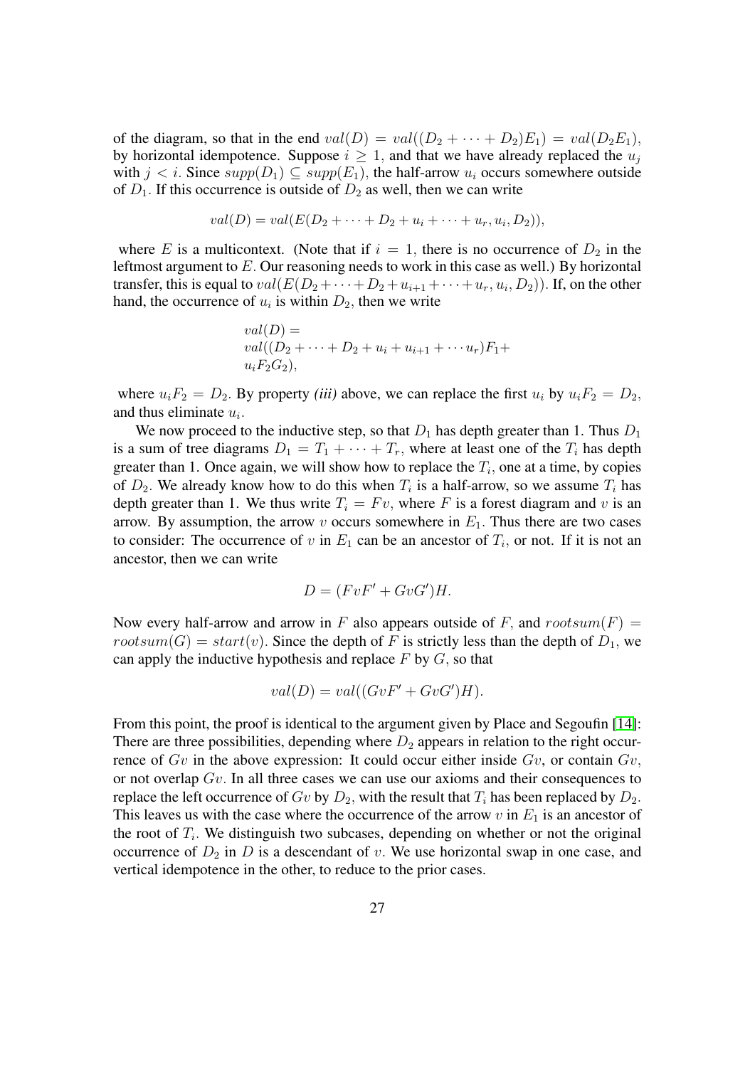of the diagram, so that in the end $val(D) = val((D_2 + \cdots + D_2)E_1) = val(D_2E_1)$, by horizontal idempotence. Suppose $i \geq 1$, and that we have already replaced the $u_j$ with $j < i$. Since $supp(D_1) \subseteq supp(E_1)$, the half-arrow $u_i$ occurs somewhere outside of $D_1$. If this occurrence is outside of $D_2$ as well, then we can write

$$val(D) = val(E(D_2 + \cdots + D_2 + u_i + \cdots + u_r, u_i, D_2)),$$

where $E$ is a multicontext. (Note that if $i = 1$, there is no occurrence of $D_2$ in the leftmost argument to $E$. Our reasoning needs to work in this case as well.) By horizontal transfer, this is equal to $val(E(D_2 + \cdots + D_2 + u_{i+1} + \cdots + u_r, u_i, D_2))$. If, on the other hand, the occurrence of $u_i$ is within $D_2$, then we write

$$\begin{aligned} &val(D) = \\ &val((D_2 + \cdots + D_2 + u_i + u_{i+1} + \cdots u_r)F_1 + \\ &u_iF_2G_2), \end{aligned}$$

where $u_iF_2 = D_2$. By property *(iii)* above, we can replace the first $u_i$ by $u_iF_2 = D_2$, and thus eliminate $u_i$.

We now proceed to the inductive step, so that $D_1$ has depth greater than 1. Thus $D_1$ is a sum of tree diagrams $D_1 = T_1 + \cdots + T_r$, where at least one of the $T_i$ has depth greater than 1. Once again, we will show how to replace the $T_i$, one at a time, by copies of $D_2$. We already know how to do this when $T_i$ is a half-arrow, so we assume $T_i$ has depth greater than 1. We thus write $T_i = Fv$, where $F$ is a forest diagram and $v$ is an arrow. By assumption, the arrow $v$ occurs somewhere in $E_1$. Thus there are two cases to consider: The occurrence of $v$ in $E_1$ can be an ancestor of $T_i$, or not. If it is not an ancestor, then we can write

$$D = (FvF' + GvG')H.$$

Now every half-arrow and arrow in $F$ also appears outside of $F$, and $rootsum(F) = rootsum(G) = start(v)$. Since the depth of $F$ is strictly less than the depth of $D_1$, we can apply the inductive hypothesis and replace $F$ by $G$, so that

$$val(D) = val((GvF' + GvG')H).$$

From this point, the proof is identical to the argument given by Place and Segoufin [14]: There are three possibilities, depending where $D_2$ appears in relation to the right occurrence of $Gv$ in the above expression: It could occur either inside $Gv$, or contain $Gv$, or not overlap $Gv$. In all three cases we can use our axioms and their consequences to replace the left occurrence of $Gv$ by $D_2$, with the result that $T_i$ has been replaced by $D_2$. This leaves us with the case where the occurrence of the arrow $v$ in $E_1$ is an ancestor of the root of $T_i$. We distinguish two subcases, depending on whether or not the original occurrence of $D_2$ in $D$ is a descendant of $v$. We use horizontal swap in one case, and vertical idempotence in the other, to reduce to the prior cases.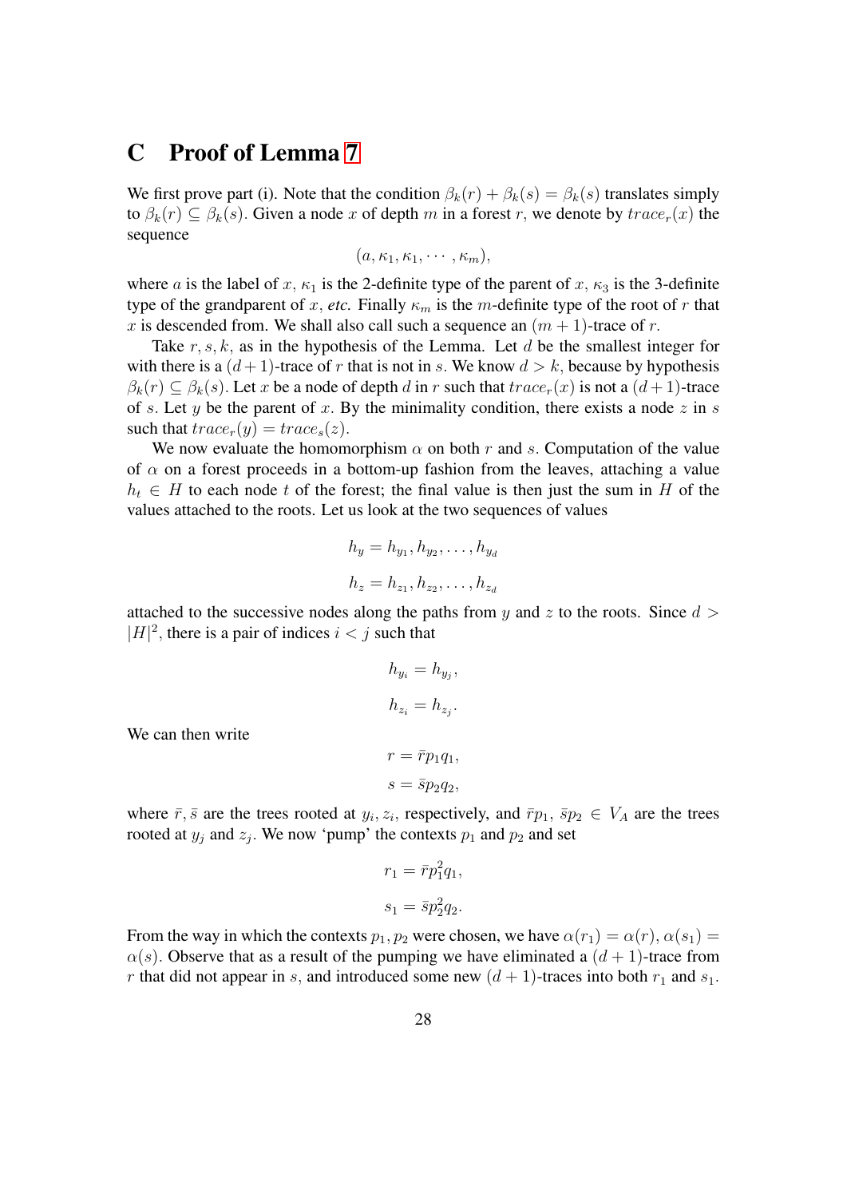## C Proof of Lemma 7

We first prove part (i). Note that the condition $\beta_k(r) + \beta_k(s) = \beta_k(s)$ translates simply to $\beta_k(r) \subseteq \beta_k(s)$. Given a node $x$ of depth $m$ in a forest $r$, we denote by $trace_r(x)$ the sequence

$$(a, \kappa_1, \kappa_1, \cdots, \kappa_m),$$

where $a$ is the label of $x$, $\kappa_1$ is the 2-definite type of the parent of $x$, $\kappa_3$ is the 3-definite type of the grandparent of $x$, *etc.* Finally $\kappa_m$ is the $m$-definite type of the root of $r$ that $x$ is descended from. We shall also call such a sequence an $(m+1)$-trace of $r$.

Take $r, s, k$, as in the hypothesis of the Lemma. Let $d$ be the smallest integer for with there is a $(d+1)$-trace of $r$ that is not in $s$. We know $d > k$, because by hypothesis $\beta_k(r) \subseteq \beta_k(s)$. Let $x$ be a node of depth $d$ in $r$ such that $trace_r(x)$ is not a $(d+1)$-trace of $s$. Let $y$ be the parent of $x$. By the minimality condition, there exists a node $z$ in $s$ such that $trace_r(y) = trace_s(z)$.

We now evaluate the homomorphism $\alpha$ on both $r$ and $s$. Computation of the value of $\alpha$ on a forest proceeds in a bottom-up fashion from the leaves, attaching a value $h_t \in H$ to each node $t$ of the forest; the final value is then just the sum in $H$ of the values attached to the roots. Let us look at the two sequences of values

$$h_y = h_{y_1}, h_{y_2}, \ldots, h_{y_d}$$

$$h_z = h_{z_1}, h_{z_2}, \ldots, h_{z_d}$$

attached to the successive nodes along the paths from $y$ and $z$ to the roots. Since $d > |H|^2$, there is a pair of indices $i < j$ such that

$$h_{y_i} = h_{y_j},$$

$$h_{z_i} = h_{z_j}.$$

We can then write

$$r = \bar{r} p_1 q_1,$$

$$s = \bar{s} p_2 q_2,$$

where $\bar{r}, \bar{s}$ are the trees rooted at $y_i, z_i$, respectively, and $\bar{r} p_1$, $\bar{s} p_2 \in V_A$ are the trees rooted at $y_j$ and $z_j$. We now 'pump' the contexts $p_1$ and $p_2$ and set

$$r_1 = \bar{r} p_1^2 q_1,$$

$$s_1 = \bar{s} p_2^2 q_2.$$

From the way in which the contexts $p_1, p_2$ were chosen, we have $\alpha(r_1) = \alpha(r)$, $\alpha(s_1) = \alpha(s)$. Observe that as a result of the pumping we have eliminated a $(d+1)$-trace from $r$ that did not appear in $s$, and introduced some new $(d+1)$-traces into both $r_1$ and $s_1$.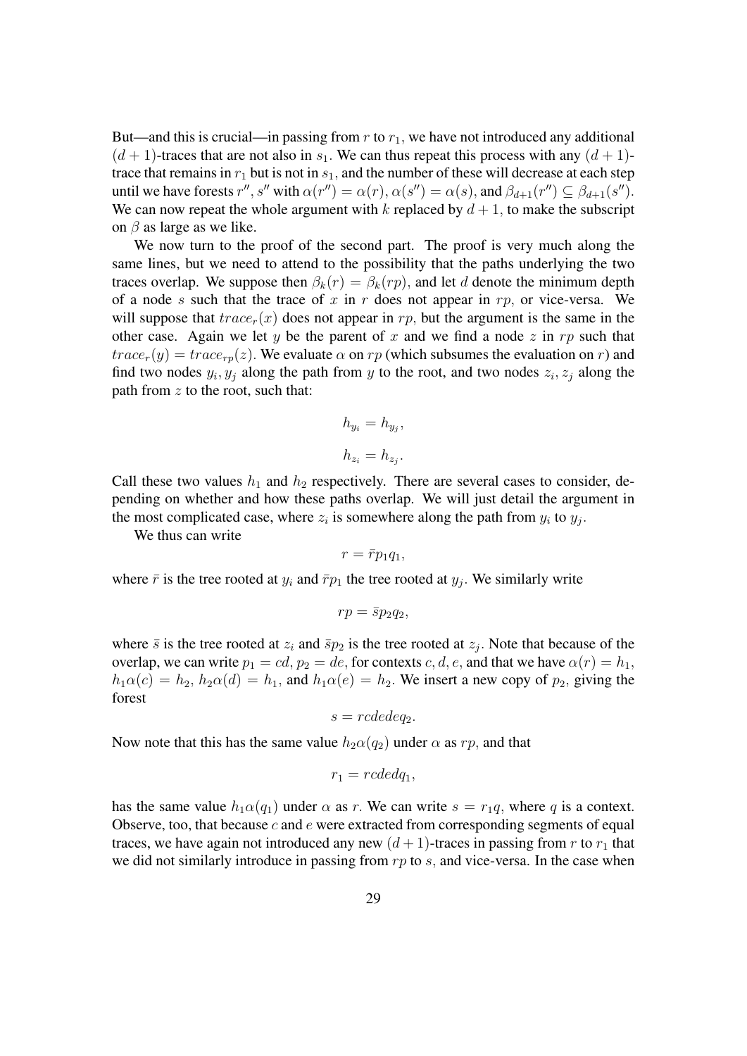But—and this is crucial—in passing from $r$ to $r_1$, we have not introduced any additional $(d+1)$-traces that are not also in $s_1$. We can thus repeat this process with any $(d+1)$-trace that remains in $r_1$ but is not in $s_1$, and the number of these will decrease at each step until we have forests $r'', s''$ with $\alpha(r'') = \alpha(r)$, $\alpha(s'') = \alpha(s)$, and $\beta_{d+1}(r'') \subseteq \beta_{d+1}(s'')$. We can now repeat the whole argument with $k$ replaced by $d+1$, to make the subscript on $\beta$ as large as we like.

We now turn to the proof of the second part. The proof is very much along the same lines, but we need to attend to the possibility that the paths underlying the two traces overlap. We suppose then $\beta_k(r) = \beta_k(rp)$, and let $d$ denote the minimum depth of a node $s$ such that the trace of $x$ in $r$ does not appear in $rp$, or vice-versa. We will suppose that $trace_r(x)$ does not appear in $rp$, but the argument is the same in the other case. Again we let $y$ be the parent of $x$ and we find a node $z$ in $rp$ such that $trace_r(y) = trace_{rp}(z)$. We evaluate $\alpha$ on $rp$ (which subsumes the evaluation on $r$) and find two nodes $y_i, y_j$ along the path from $y$ to the root, and two nodes $z_i, z_j$ along the path from $z$ to the root, such that:

$$h_{y_i} = h_{y_j},$$

$$h_{z_i} = h_{z_j}.$$

Call these two values $h_1$ and $h_2$ respectively. There are several cases to consider, depending on whether and how these paths overlap. We will just detail the argument in the most complicated case, where $z_i$ is somewhere along the path from $y_i$ to $y_j$.

We thus can write

$$r = \bar{r}p_1q_1,$$

where $\bar{r}$ is the tree rooted at $y_i$ and $\bar{r}p_1$ the tree rooted at $y_j$. We similarly write

$$rp = \bar{s}p_2q_2,$$

where $\bar{s}$ is the tree rooted at $z_i$ and $\bar{s}p_2$ is the tree rooted at $z_j$. Note that because of the overlap, we can write $p_1 = cd$, $p_2 = de$, for contexts $c, d, e$, and that we have $\alpha(r) = h_1$, $h_1\alpha(c) = h_2$, $h_2\alpha(d) = h_1$, and $h_1\alpha(e) = h_2$. We insert a new copy of $p_2$, giving the forest

$$s = rcdedeq_2.$$

Now note that this has the same value $h_2\alpha(q_2)$ under $\alpha$ as $rp$, and that

$$r_1 = rcdedq_1,$$

has the same value $h_1\alpha(q_1)$ under $\alpha$ as $r$. We can write $s = r_1q$, where $q$ is a context. Observe, too, that because $c$ and $e$ were extracted from corresponding segments of equal traces, we have again not introduced any new $(d+1)$-traces in passing from $r$ to $r_1$ that we did not similarly introduce in passing from $rp$ to $s$, and vice-versa. In the case when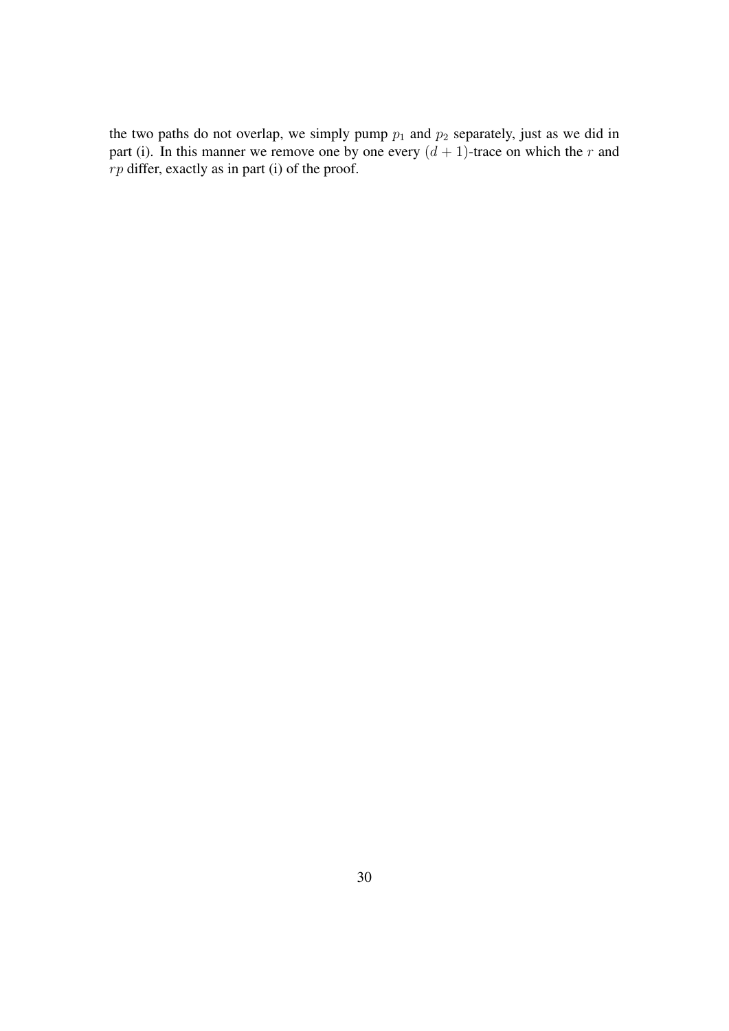the two paths do not overlap, we simply pump $p_1$ and $p_2$ separately, just as we did in part (i). In this manner we remove one by one every $(d+1)$-trace on which the $r$ and $rp$ differ, exactly as in part (i) of the proof.